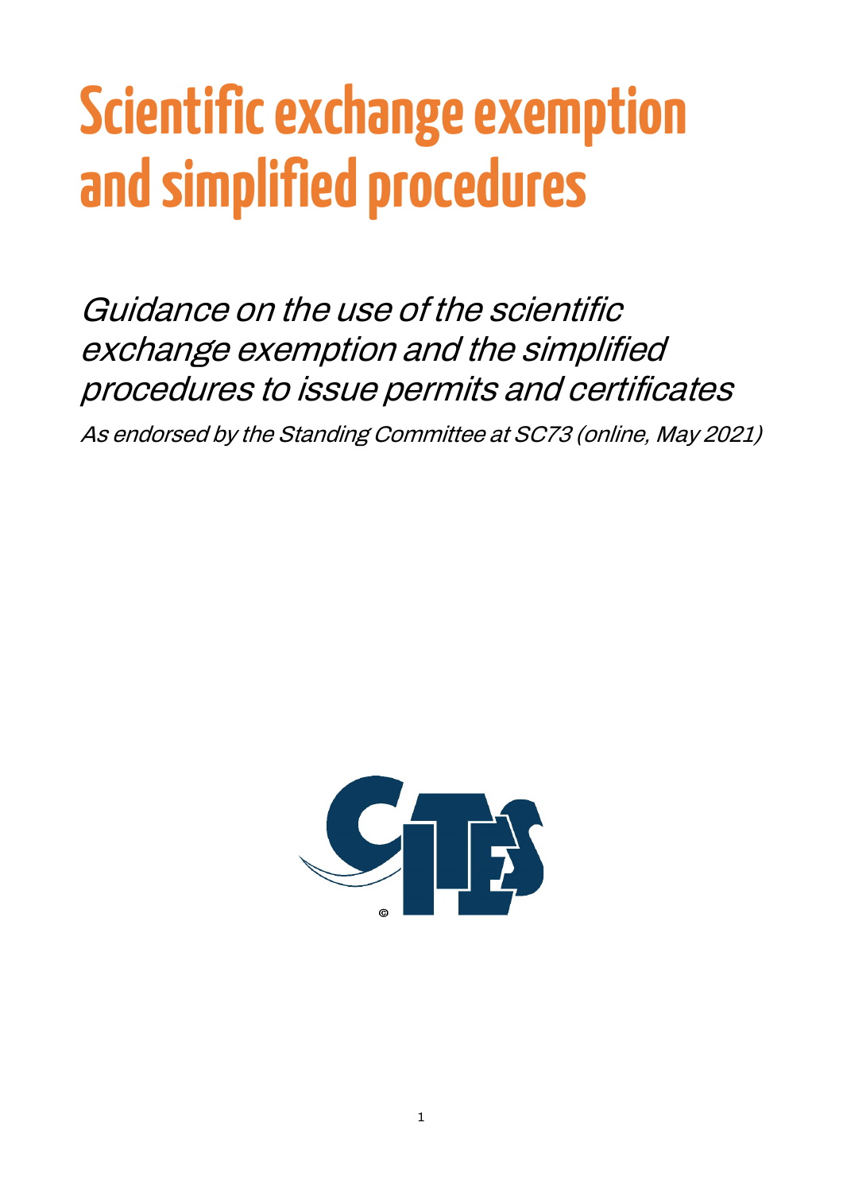# Scientific exchange exemption and simplified procedures

*Guidance on the use of the scientific exchange exemption and the simplified procedures to issue permits and certificates*

*As endorsed by the Standing Committee at SC73 (online, May 2021)*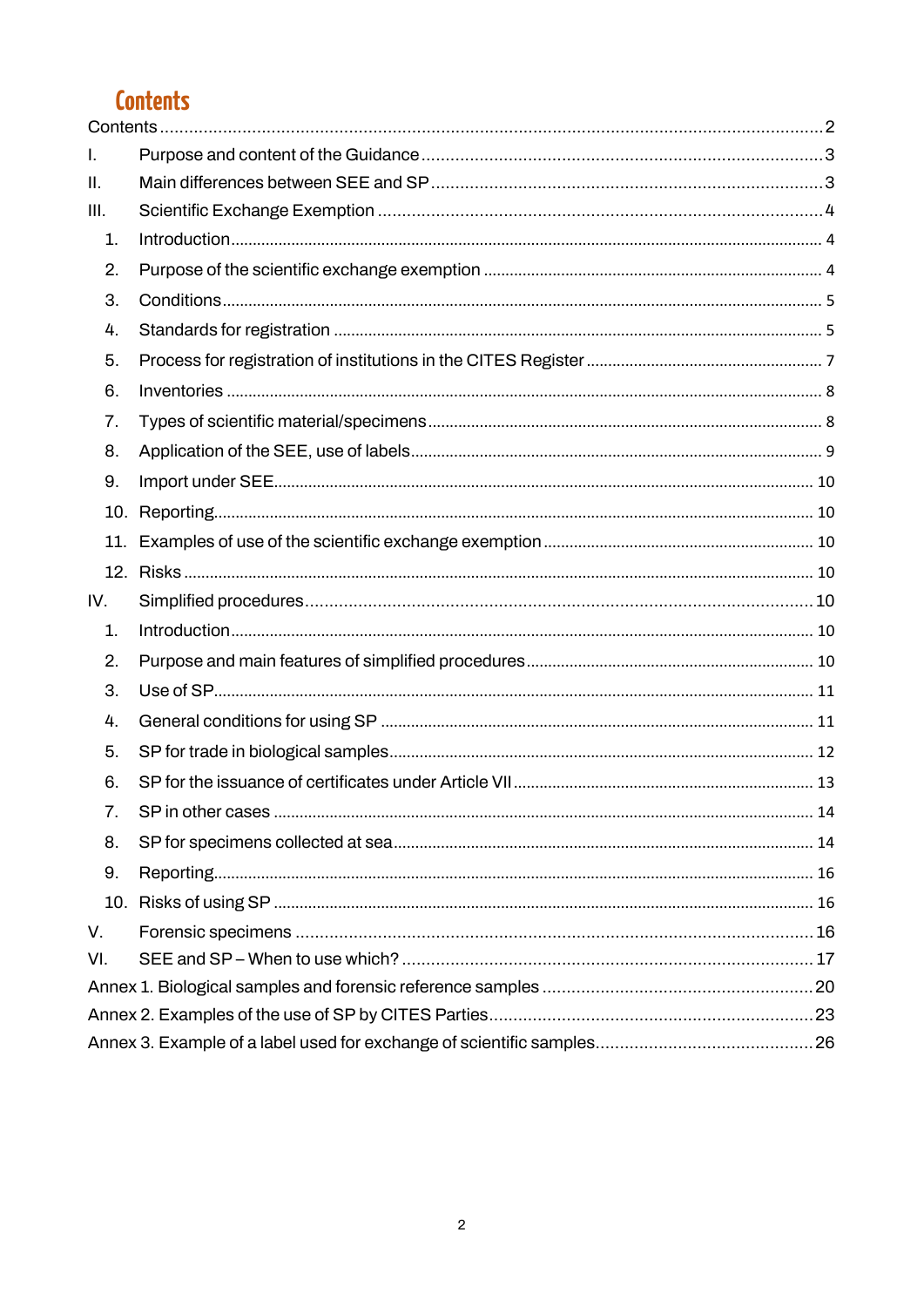# Contents

Contents ... 2

I. Purpose and content of the Guidance ... 3

II. Main differences between SEE and SP ... 3

III. Scientific Exchange Exemption ... 4

1. Introduction ... 4
2. Purpose of the scientific exchange exemption ... 4
3. Conditions ... 5
4. Standards for registration ... 5
5. Process for registration of institutions in the CITES Register ... 7
6. Inventories ... 8
7. Types of scientific material/specimens ... 8
8. Application of the SEE, use of labels ... 9
9. Import under SEE ... 10
10. Reporting ... 10
11. Examples of use of the scientific exchange exemption ... 10
12. Risks ... 10

IV. Simplified procedures ... 10

1. Introduction ... 10
2. Purpose and main features of simplified procedures ... 10
3. Use of SP ... 11
4. General conditions for using SP ... 11
5. SP for trade in biological samples ... 12
6. SP for the issuance of certificates under Article VII ... 13
7. SP in other cases ... 14
8. SP for specimens collected at sea ... 14
9. Reporting ... 16
10. Risks of using SP ... 16

V. Forensic specimens ... 16

VI. SEE and SP – When to use which? ... 17

Annex 1. Biological samples and forensic reference samples ... 20

Annex 2. Examples of the use of SP by CITES Parties ... 23

Annex 3. Example of a label used for exchange of scientific samples ... 26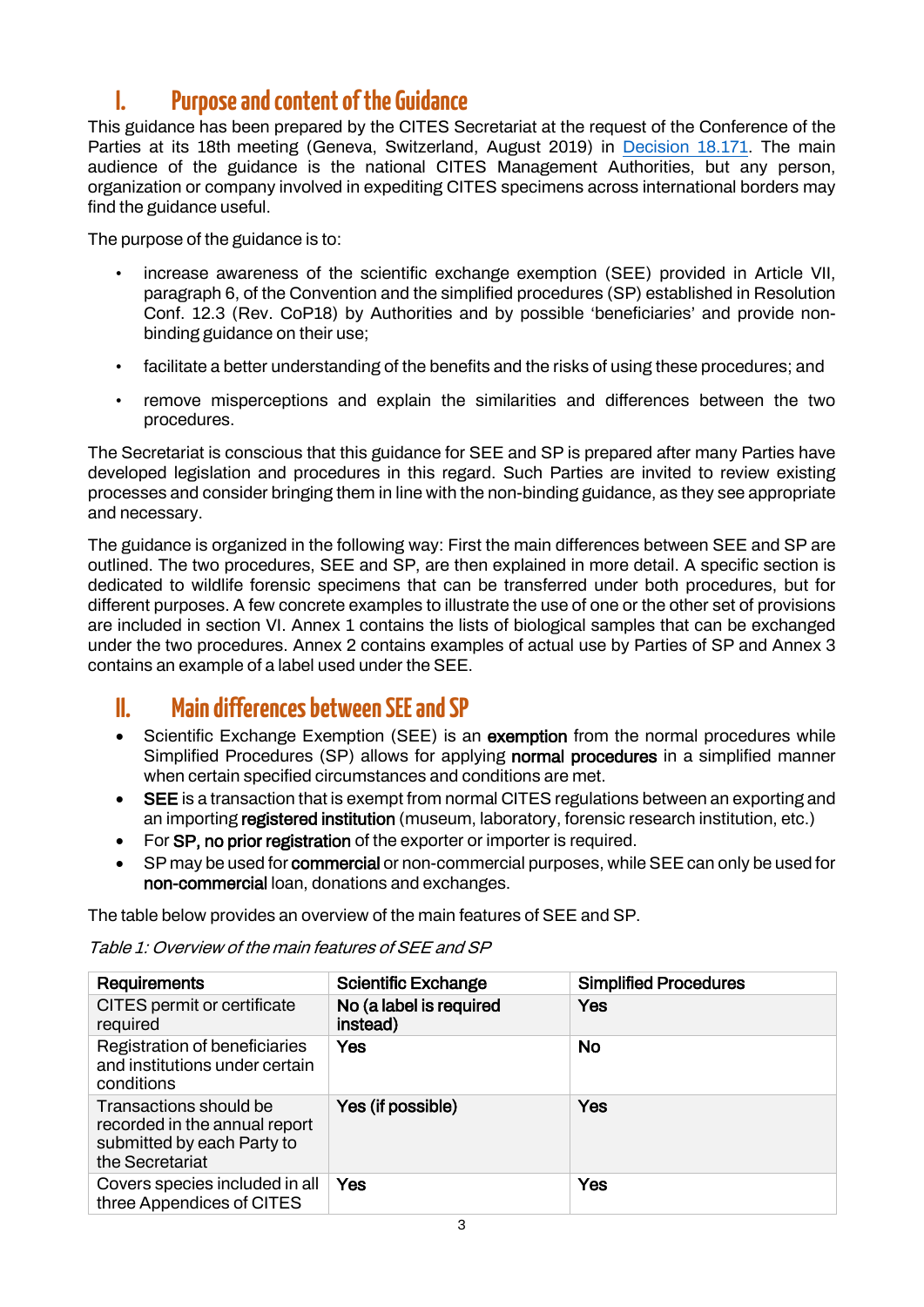# I. Purpose and content of the Guidance

This guidance has been prepared by the CITES Secretariat at the request of the Conference of the Parties at its 18th meeting (Geneva, Switzerland, August 2019) in Decision 18.171. The main audience of the guidance is the national CITES Management Authorities, but any person, organization or company involved in expediting CITES specimens across international borders may find the guidance useful.

The purpose of the guidance is to:

- increase awareness of the scientific exchange exemption (SEE) provided in Article VII, paragraph 6, of the Convention and the simplified procedures (SP) established in Resolution Conf. 12.3 (Rev. CoP18) by Authorities and by possible 'beneficiaries' and provide non-binding guidance on their use;
- facilitate a better understanding of the benefits and the risks of using these procedures; and
- remove misperceptions and explain the similarities and differences between the two procedures.

The Secretariat is conscious that this guidance for SEE and SP is prepared after many Parties have developed legislation and procedures in this regard. Such Parties are invited to review existing processes and consider bringing them in line with the non-binding guidance, as they see appropriate and necessary.

The guidance is organized in the following way: First the main differences between SEE and SP are outlined. The two procedures, SEE and SP, are then explained in more detail. A specific section is dedicated to wildlife forensic specimens that can be transferred under both procedures, but for different purposes. A few concrete examples to illustrate the use of one or the other set of provisions are included in section VI. Annex 1 contains the lists of biological samples that can be exchanged under the two procedures. Annex 2 contains examples of actual use by Parties of SP and Annex 3 contains an example of a label used under the SEE.

# II. Main differences between SEE and SP

- Scientific Exchange Exemption (SEE) is an **exemption** from the normal procedures while Simplified Procedures (SP) allows for applying **normal procedures** in a simplified manner when certain specified circumstances and conditions are met.
- **SEE** is a transaction that is exempt from normal CITES regulations between an exporting and an importing **registered institution** (museum, laboratory, forensic research institution, etc.)
- For **SP, no prior registration** of the exporter or importer is required.
- SP may be used for **commercial** or non-commercial purposes, while SEE can only be used for **non-commercial** loan, donations and exchanges.

The table below provides an overview of the main features of SEE and SP.

*Table 1: Overview of the main features of SEE and SP*

| **Requirements** | **Scientific Exchange** | **Simplified Procedures** |
|---|---|---|
| CITES permit or certificate required | **No (a label is required instead)** | **Yes** |
| Registration of beneficiaries and institutions under certain conditions | **Yes** | **No** |
| Transactions should be recorded in the annual report submitted by each Party to the Secretariat | **Yes (if possible)** | **Yes** |
| Covers species included in all three Appendices of CITES | **Yes** | **Yes** |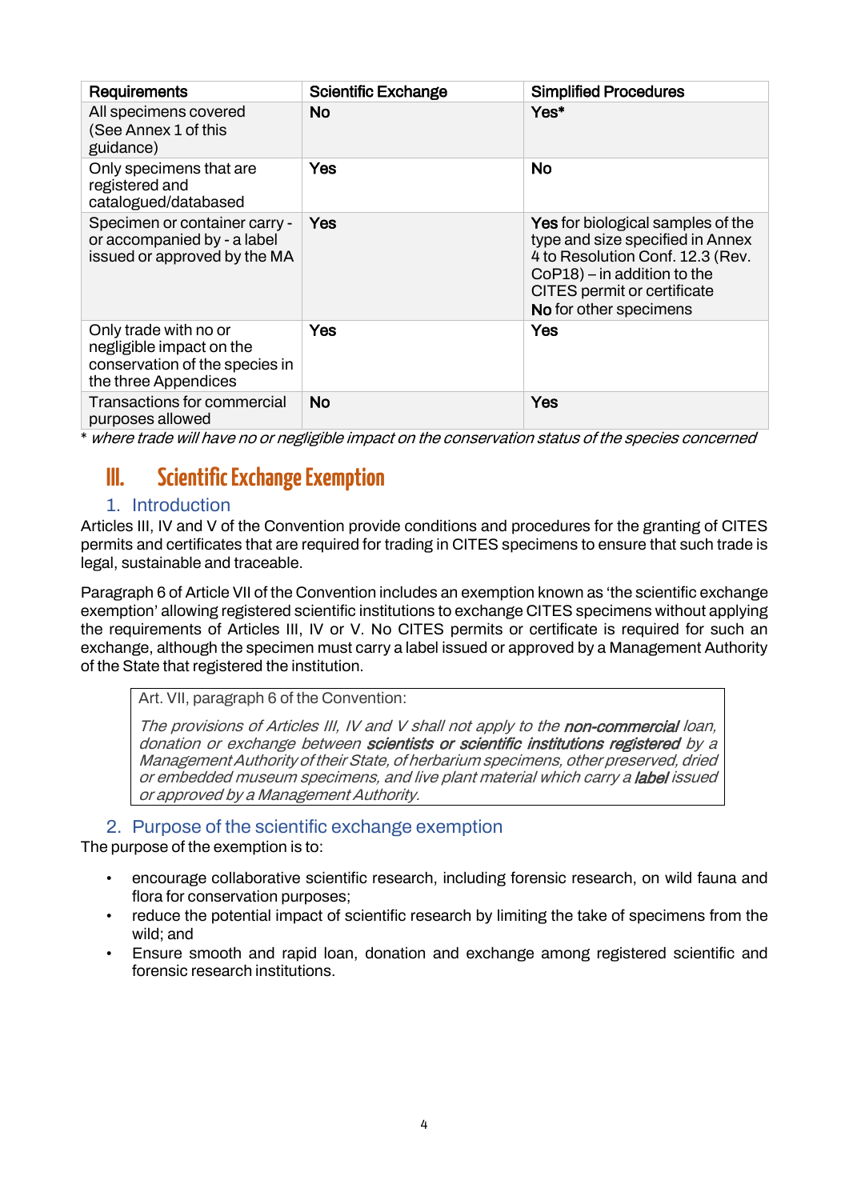| Requirements | Scientific Exchange | Simplified Procedures |
|---|---|---|
| All specimens covered (See Annex 1 of this guidance) | **No** | **Yes*** |
| Only specimens that are registered and catalogued/databased | **Yes** | **No** |
| Specimen or container carry - or accompanied by - a label issued or approved by the MA | **Yes** | **Yes** for biological samples of the type and size specified in Annex 4 to Resolution Conf. 12.3 (Rev. CoP18) – in addition to the CITES permit or certificate<br>**No** for other specimens |
| Only trade with no or negligible impact on the conservation of the species in the three Appendices | **Yes** | **Yes** |
| Transactions for commercial purposes allowed | **No** | **Yes** |

\* *where trade will have no or negligible impact on the conservation status of the species concerned*

# III. Scientific Exchange Exemption

## 1. Introduction

Articles III, IV and V of the Convention provide conditions and procedures for the granting of CITES permits and certificates that are required for trading in CITES specimens to ensure that such trade is legal, sustainable and traceable.

Paragraph 6 of Article VII of the Convention includes an exemption known as 'the scientific exchange exemption' allowing registered scientific institutions to exchange CITES specimens without applying the requirements of Articles III, IV or V. No CITES permits or certificate is required for such an exchange, although the specimen must carry a label issued or approved by a Management Authority of the State that registered the institution.

> Art. VII, paragraph 6 of the Convention:
>
> *The provisions of Articles III, IV and V shall not apply to the* ***non-commercial*** *loan, donation or exchange between* ***scientists or scientific institutions registered*** *by a Management Authority of their State, of herbarium specimens, other preserved, dried or embedded museum specimens, and live plant material which carry a* ***label*** *issued or approved by a Management Authority.*

## 2. Purpose of the scientific exchange exemption

The purpose of the exemption is to:

- encourage collaborative scientific research, including forensic research, on wild fauna and flora for conservation purposes;
- reduce the potential impact of scientific research by limiting the take of specimens from the wild; and
- Ensure smooth and rapid loan, donation and exchange among registered scientific and forensic research institutions.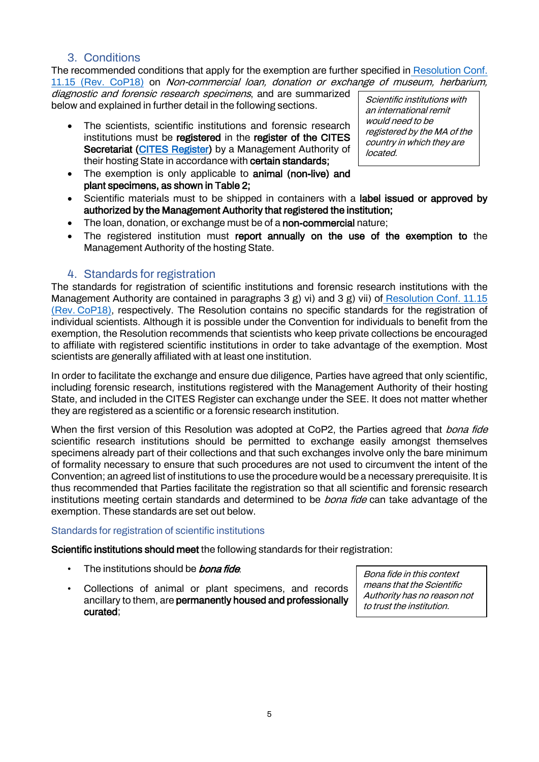## 3. Conditions

The recommended conditions that apply for the exemption are further specified in [Resolution Conf. 11.15 (Rev. CoP18)] on *Non-commercial loan, donation or exchange of museum, herbarium, diagnostic and forensic research specimens*, and are summarized below and explained in further detail in the following sections.

> *Scientific institutions with an international remit would need to be registered by the MA of the country in which they are located.*

- The scientists, scientific institutions and forensic research institutions must be **registered** in the **register of the CITES Secretariat** (**[CITES Register]**) by a Management Authority of their hosting State in accordance with **certain standards;**
- The exemption is only applicable to **animal (non-live) and plant specimens, as shown in Table 2;**
- Scientific materials must to be shipped in containers with a **label issued or approved by authorized by the Management Authority that registered the institution;**
- The loan, donation, or exchange must be of a **non-commercial** nature;
- The registered institution must **report annually on the use of the exemption to** the Management Authority of the hosting State.

## 4. Standards for registration

The standards for registration of scientific institutions and forensic research institutions with the Management Authority are contained in paragraphs 3 g) vi) and 3 g) vii) of [Resolution Conf. 11.15 (Rev. CoP18)], respectively. The Resolution contains no specific standards for the registration of individual scientists. Although it is possible under the Convention for individuals to benefit from the exemption, the Resolution recommends that scientists who keep private collections be encouraged to affiliate with registered scientific institutions in order to take advantage of the exemption. Most scientists are generally affiliated with at least one institution.

In order to facilitate the exchange and ensure due diligence, Parties have agreed that only scientific, including forensic research, institutions registered with the Management Authority of their hosting State, and included in the CITES Register can exchange under the SEE. It does not matter whether they are registered as a scientific or a forensic research institution.

When the first version of this Resolution was adopted at CoP2, the Parties agreed that *bona fide* scientific research institutions should be permitted to exchange easily amongst themselves specimens already part of their collections and that such exchanges involve only the bare minimum of formality necessary to ensure that such procedures are not used to circumvent the intent of the Convention; an agreed list of institutions to use the procedure would be a necessary prerequisite. It is thus recommended that Parties facilitate the registration so that all scientific and forensic research institutions meeting certain standards and determined to be *bona fide* can take advantage of the exemption. These standards are set out below.

### Standards for registration of scientific institutions

**Scientific institutions should meet** the following standards for their registration:

> *Bona fide in this context means that the Scientific Authority has no reason not to trust the institution.*

- The institutions should be ***bona fide***;
- Collections of animal or plant specimens, and records ancillary to them, are **permanently housed and professionally curated**;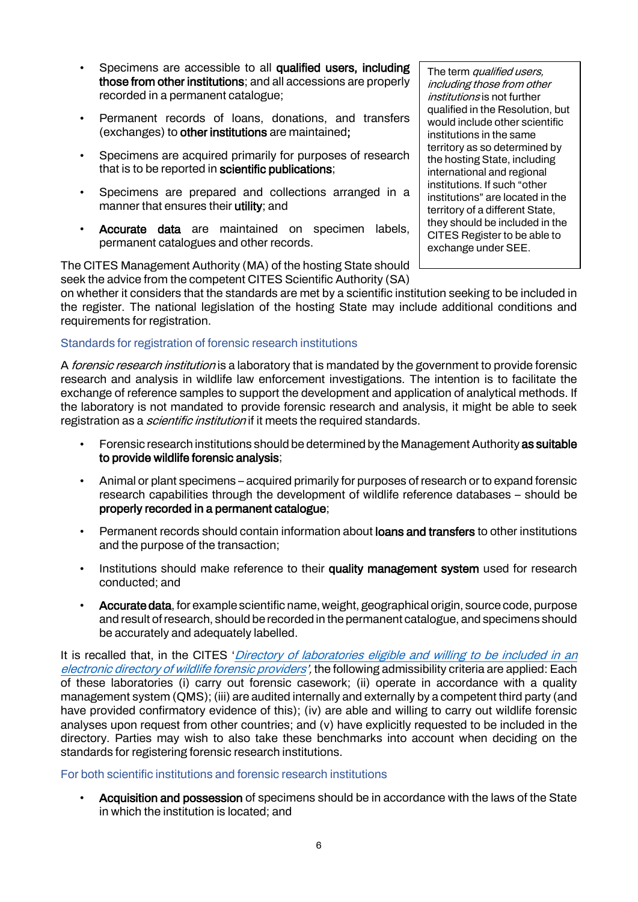- Specimens are accessible to all **qualified users, including those from other institutions**; and all accessions are properly recorded in a permanent catalogue;
- Permanent records of loans, donations, and transfers (exchanges) to **other institutions** are maintained**;**
- Specimens are acquired primarily for purposes of research that is to be reported in **scientific publications**;
- Specimens are prepared and collections arranged in a manner that ensures their **utility**; and
- **Accurate data** are maintained on specimen labels, permanent catalogues and other records.

> The term *qualified users, including those from other institutions* is not further qualified in the Resolution, but would include other scientific institutions in the same territory as so determined by the hosting State, including international and regional institutions. If such "other institutions" are located in the territory of a different State, they should be included in the CITES Register to be able to exchange under SEE.

The CITES Management Authority (MA) of the hosting State should seek the advice from the competent CITES Scientific Authority (SA) on whether it considers that the standards are met by a scientific institution seeking to be included in the register. The national legislation of the hosting State may include additional conditions and requirements for registration.

### Standards for registration of forensic research institutions

A *forensic research institution* is a laboratory that is mandated by the government to provide forensic research and analysis in wildlife law enforcement investigations. The intention is to facilitate the exchange of reference samples to support the development and application of analytical methods. If the laboratory is not mandated to provide forensic research and analysis, it might be able to seek registration as a *scientific institution* if it meets the required standards.

- Forensic research institutions should be determined by the Management Authority **as suitable to provide wildlife forensic analysis**;
- Animal or plant specimens – acquired primarily for purposes of research or to expand forensic research capabilities through the development of wildlife reference databases – should be **properly recorded in a permanent catalogue**;
- Permanent records should contain information about **loans and transfers** to other institutions and the purpose of the transaction;
- Institutions should make reference to their **quality management system** used for research conducted; and
- **Accurate data**, for example scientific name, weight, geographical origin, source code, purpose and result of research, should be recorded in the permanent catalogue, and specimens should be accurately and adequately labelled.

It is recalled that, in the CITES '*Directory of laboratories eligible and willing to be included in an electronic directory of wildlife forensic providers'*, the following admissibility criteria are applied: Each of these laboratories (i) carry out forensic casework; (ii) operate in accordance with a quality management system (QMS); (iii) are audited internally and externally by a competent third party (and have provided confirmatory evidence of this); (iv) are able and willing to carry out wildlife forensic analyses upon request from other countries; and (v) have explicitly requested to be included in the directory. Parties may wish to also take these benchmarks into account when deciding on the standards for registering forensic research institutions.

### For both scientific institutions and forensic research institutions

- **Acquisition and possession** of specimens should be in accordance with the laws of the State in which the institution is located; and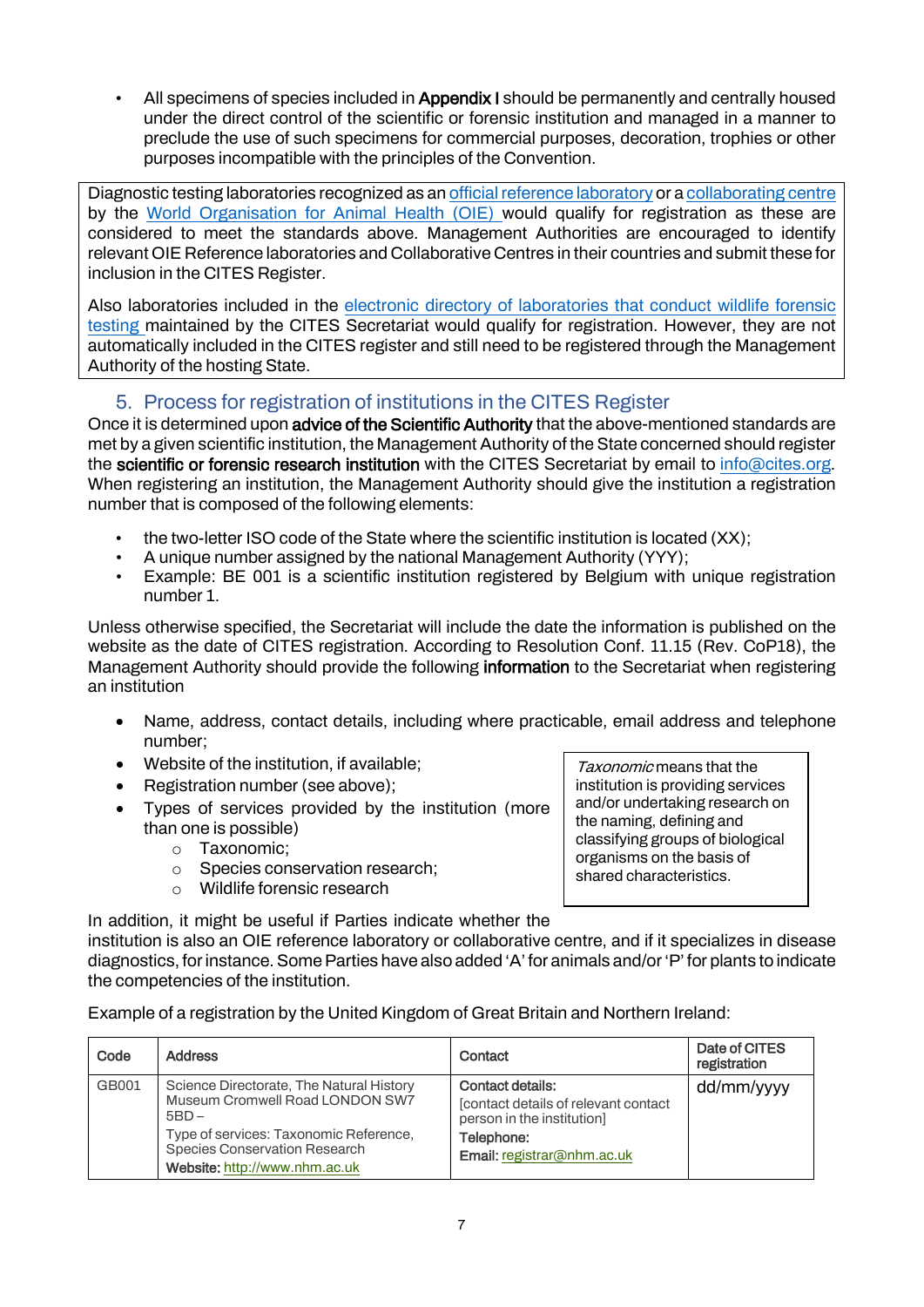- All specimens of species included in **Appendix I** should be permanently and centrally housed under the direct control of the scientific or forensic institution and managed in a manner to preclude the use of such specimens for commercial purposes, decoration, trophies or other purposes incompatible with the principles of the Convention.

> Diagnostic testing laboratories recognized as an official reference laboratory or a collaborating centre by the World Organisation for Animal Health (OIE) would qualify for registration as these are considered to meet the standards above. Management Authorities are encouraged to identify relevant OIE Reference laboratories and Collaborative Centres in their countries and submit these for inclusion in the CITES Register.
>
> Also laboratories included in the electronic directory of laboratories that conduct wildlife forensic testing maintained by the CITES Secretariat would qualify for registration. However, they are not automatically included in the CITES register and still need to be registered through the Management Authority of the hosting State.

## 5. Process for registration of institutions in the CITES Register

Once it is determined upon **advice of the Scientific Authority** that the above-mentioned standards are met by a given scientific institution, the Management Authority of the State concerned should register the **scientific or forensic research institution** with the CITES Secretariat by email to info@cites.org. When registering an institution, the Management Authority should give the institution a registration number that is composed of the following elements:

- the two-letter ISO code of the State where the scientific institution is located (XX);
- A unique number assigned by the national Management Authority (YYY);
- Example: BE 001 is a scientific institution registered by Belgium with unique registration number 1.

Unless otherwise specified, the Secretariat will include the date the information is published on the website as the date of CITES registration. According to Resolution Conf. 11.15 (Rev. CoP18), the Management Authority should provide the following **information** to the Secretariat when registering an institution

- Name, address, contact details, including where practicable, email address and telephone number;
- Website of the institution, if available;
- Registration number (see above);
- Types of services provided by the institution (more than one is possible)
  - Taxonomic;
  - Species conservation research;
  - Wildlife forensic research

> *Taxonomic* means that the institution is providing services and/or undertaking research on the naming, defining and classifying groups of biological organisms on the basis of shared characteristics.

In addition, it might be useful if Parties indicate whether the institution is also an OIE reference laboratory or collaborative centre, and if it specializes in disease diagnostics, for instance. Some Parties have also added 'A' for animals and/or 'P' for plants to indicate the competencies of the institution.

Example of a registration by the United Kingdom of Great Britain and Northern Ireland:

| Code | Address | Contact | Date of CITES registration |
|---|---|---|---|
| GB001 | Science Directorate, The Natural History Museum Cromwell Road LONDON SW7 5BD – <br>Type of services: Taxonomic Reference, Species Conservation Research <br>**Website:** http://www.nhm.ac.uk | **Contact details:** <br>[contact details of relevant contact person in the institution] <br>**Telephone:** <br>**Email:** registrar@nhm.ac.uk | dd/mm/yyyy |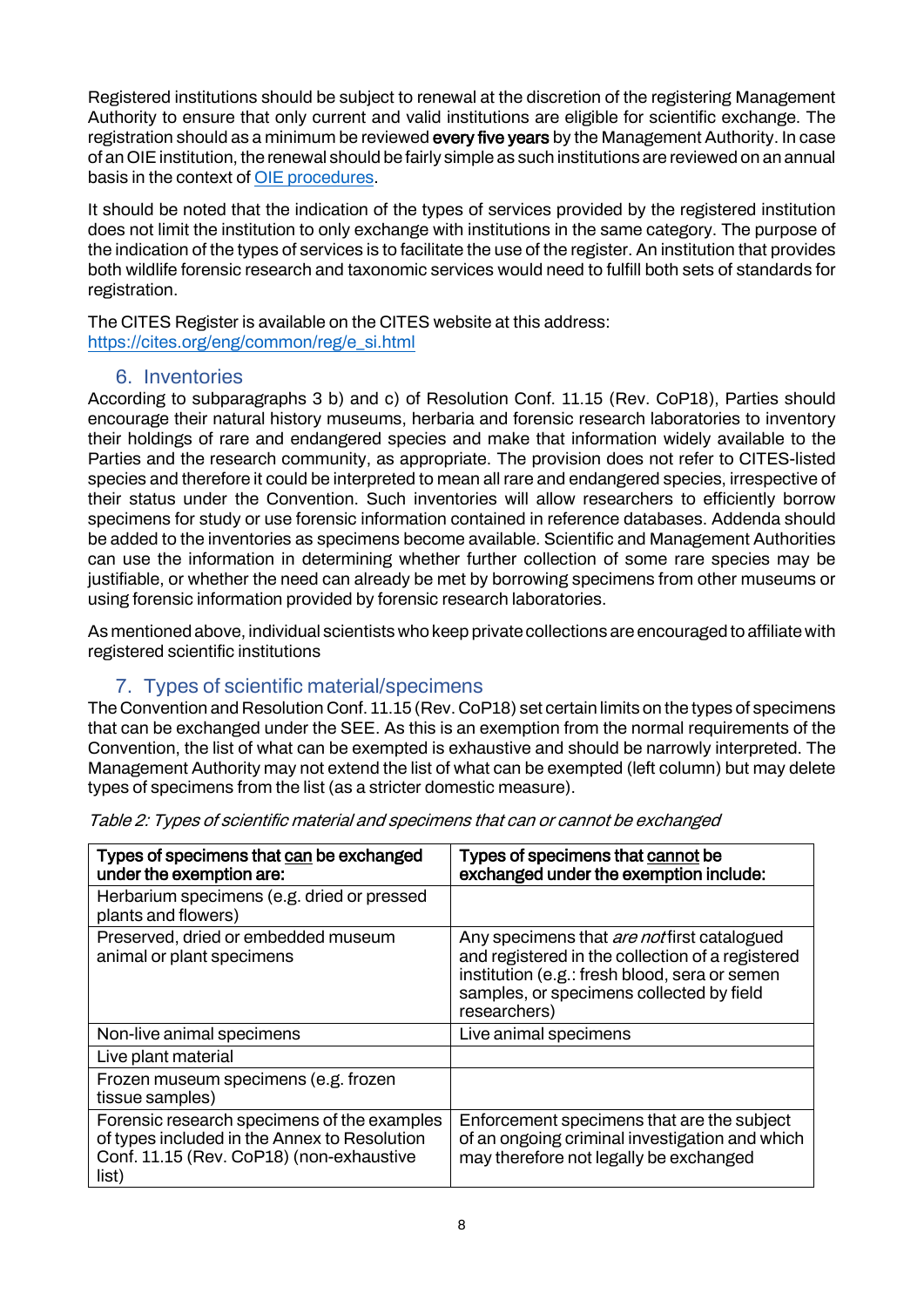Registered institutions should be subject to renewal at the discretion of the registering Management Authority to ensure that only current and valid institutions are eligible for scientific exchange. The registration should as a minimum be reviewed **every five years** by the Management Authority. In case of an OIE institution, the renewal should be fairly simple as such institutions are reviewed on an annual basis in the context of [OIE procedures](OIE procedures).

It should be noted that the indication of the types of services provided by the registered institution does not limit the institution to only exchange with institutions in the same category. The purpose of the indication of the types of services is to facilitate the use of the register. An institution that provides both wildlife forensic research and taxonomic services would need to fulfill both sets of standards for registration.

The CITES Register is available on the CITES website at this address:
https://cites.org/eng/common/reg/e_si.html

## 6. Inventories

According to subparagraphs 3 b) and c) of Resolution Conf. 11.15 (Rev. CoP18), Parties should encourage their natural history museums, herbaria and forensic research laboratories to inventory their holdings of rare and endangered species and make that information widely available to the Parties and the research community, as appropriate. The provision does not refer to CITES-listed species and therefore it could be interpreted to mean all rare and endangered species, irrespective of their status under the Convention. Such inventories will allow researchers to efficiently borrow specimens for study or use forensic information contained in reference databases. Addenda should be added to the inventories as specimens become available. Scientific and Management Authorities can use the information in determining whether further collection of some rare species may be justifiable, or whether the need can already be met by borrowing specimens from other museums or using forensic information provided by forensic research laboratories.

As mentioned above, individual scientists who keep private collections are encouraged to affiliate with registered scientific institutions

## 7. Types of scientific material/specimens

The Convention and Resolution Conf. 11.15 (Rev. CoP18) set certain limits on the types of specimens that can be exchanged under the SEE. As this is an exemption from the normal requirements of the Convention, the list of what can be exempted is exhaustive and should be narrowly interpreted. The Management Authority may not extend the list of what can be exempted (left column) but may delete types of specimens from the list (as a stricter domestic measure).

*Table 2: Types of scientific material and specimens that can or cannot be exchanged*

| Types of specimens that can be exchanged under the exemption are: | Types of specimens that cannot be exchanged under the exemption include: |
|---|---|
| Herbarium specimens (e.g. dried or pressed plants and flowers) | |
| Preserved, dried or embedded museum animal or plant specimens | Any specimens that *are not* first catalogued and registered in the collection of a registered institution (e.g.: fresh blood, sera or semen samples, or specimens collected by field researchers) |
| Non-live animal specimens | Live animal specimens |
| Live plant material | |
| Frozen museum specimens (e.g. frozen tissue samples) | |
| Forensic research specimens of the examples of types included in the Annex to Resolution Conf. 11.15 (Rev. CoP18) (non-exhaustive list) | Enforcement specimens that are the subject of an ongoing criminal investigation and which may therefore not legally be exchanged |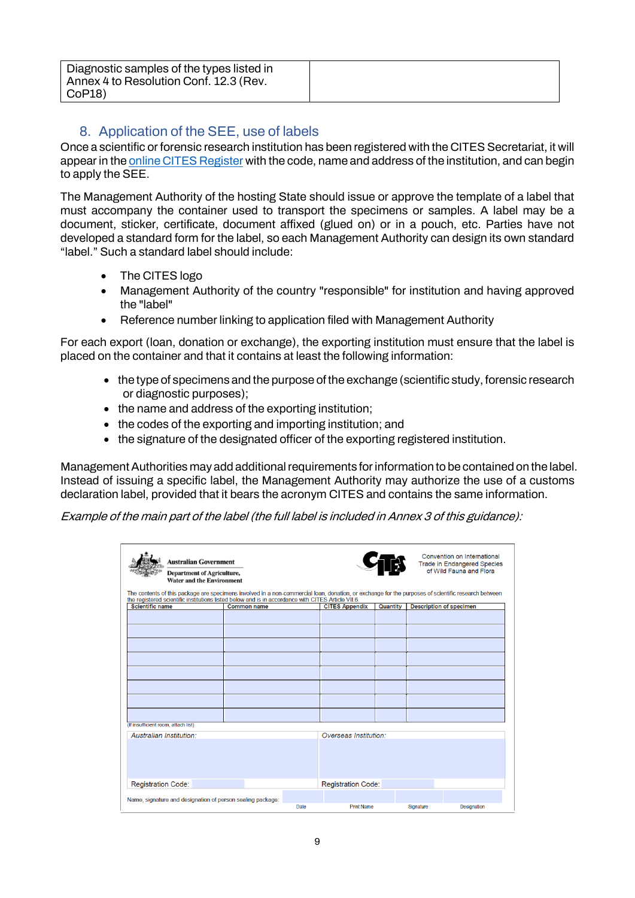| Diagnostic samples of the types listed in Annex 4 to Resolution Conf. 12.3 (Rev. CoP18) | |
|---|---|

## 8. Application of the SEE, use of labels

Once a scientific or forensic research institution has been registered with the CITES Secretariat, it will appear in the [online CITES Register](online CITES Register) with the code, name and address of the institution, and can begin to apply the SEE.

The Management Authority of the hosting State should issue or approve the template of a label that must accompany the container used to transport the specimens or samples. A label may be a document, sticker, certificate, document affixed (glued on) or in a pouch, etc. Parties have not developed a standard form for the label, so each Management Authority can design its own standard "label." Such a standard label should include:

- The CITES logo
- Management Authority of the country "responsible" for institution and having approved the "label"
- Reference number linking to application filed with Management Authority

For each export (loan, donation or exchange), the exporting institution must ensure that the label is placed on the container and that it contains at least the following information:

- the type of specimens and the purpose of the exchange (scientific study, forensic research or diagnostic purposes);
- the name and address of the exporting institution;
- the codes of the exporting and importing institution; and
- the signature of the designated officer of the exporting registered institution.

Management Authorities may add additional requirements for information to be contained on the label. Instead of issuing a specific label, the Management Authority may authorize the use of a customs declaration label, provided that it bears the acronym CITES and contains the same information.

*Example of the main part of the label (the full label is included in Annex 3 of this guidance):*

**Australian Government**
**Department of Agriculture, Water and the Environment**

CITES — Convention on International Trade in Endangered Species of Wild Fauna and Flora

The contents of this package are specimens involved in a non-commercial loan, donation, or exchange for the purposes of scientific research between the registered scientific institutions listed below and is in accordance with CITES Article VII.6.

| Scientific name | Common name | CITES Appendix | Quantity | Description of specimen |
|---|---|---|---|---|
| | | | | |
| | | | | |
| | | | | |
| | | | | |
| | | | | |
| | | | | |
| | | | | |
| | | | | |

(If insufficient room, attach list)

| *Australian Institution:* | *Overseas Institution:* |
|---|---|
| | |
| Registration Code: | Registration Code: |

Name, signature and designation of person sealing package:

| Date | Print Name | Signature | Designation |
|---|---|---|---|
| | | | |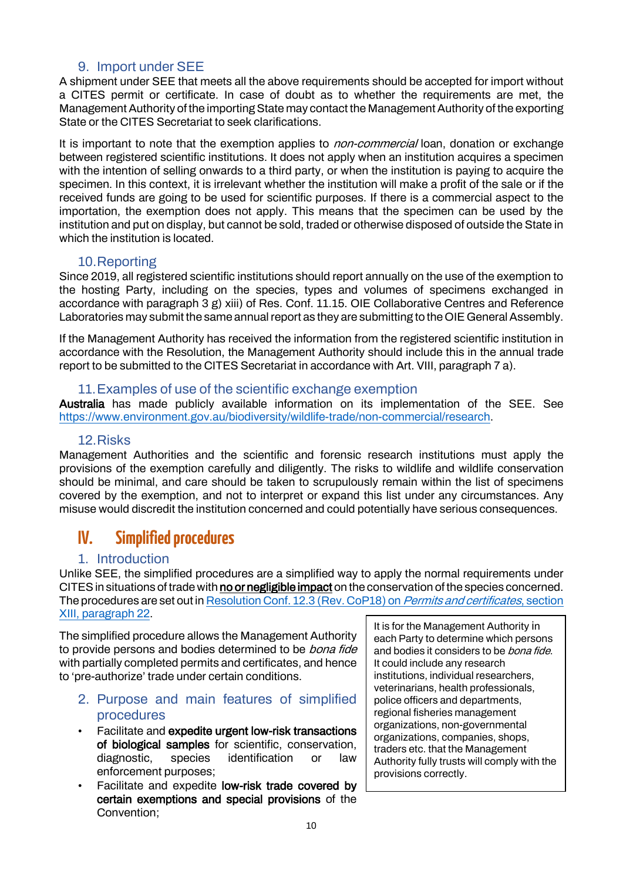### 9. Import under SEE

A shipment under SEE that meets all the above requirements should be accepted for import without a CITES permit or certificate. In case of doubt as to whether the requirements are met, the Management Authority of the importing State may contact the Management Authority of the exporting State or the CITES Secretariat to seek clarifications.

It is important to note that the exemption applies to *non-commercial* loan, donation or exchange between registered scientific institutions. It does not apply when an institution acquires a specimen with the intention of selling onwards to a third party, or when the institution is paying to acquire the specimen. In this context, it is irrelevant whether the institution will make a profit of the sale or if the received funds are going to be used for scientific purposes. If there is a commercial aspect to the importation, the exemption does not apply. This means that the specimen can be used by the institution and put on display, but cannot be sold, traded or otherwise disposed of outside the State in which the institution is located.

### 10. Reporting

Since 2019, all registered scientific institutions should report annually on the use of the exemption to the hosting Party, including on the species, types and volumes of specimens exchanged in accordance with paragraph 3 g) xiii) of Res. Conf. 11.15. OIE Collaborative Centres and Reference Laboratories may submit the same annual report as they are submitting to the OIE General Assembly.

If the Management Authority has received the information from the registered scientific institution in accordance with the Resolution, the Management Authority should include this in the annual trade report to be submitted to the CITES Secretariat in accordance with Art. VIII, paragraph 7 a).

### 11. Examples of use of the scientific exchange exemption

**Australia** has made publicly available information on its implementation of the SEE. See https://www.environment.gov.au/biodiversity/wildlife-trade/non-commercial/research.

### 12. Risks

Management Authorities and the scientific and forensic research institutions must apply the provisions of the exemption carefully and diligently. The risks to wildlife and wildlife conservation should be minimal, and care should be taken to scrupulously remain within the list of specimens covered by the exemption, and not to interpret or expand this list under any circumstances. Any misuse would discredit the institution concerned and could potentially have serious consequences.

## IV. Simplified procedures

### 1. Introduction

Unlike SEE, the simplified procedures are a simplified way to apply the normal requirements under CITES in situations of trade with **no or negligible impact** on the conservation of the species concerned. The procedures are set out in Resolution Conf. 12.3 (Rev. CoP18) on *Permits and certificates*, section XIII, paragraph 22.

The simplified procedure allows the Management Authority to provide persons and bodies determined to be *bona fide* with partially completed permits and certificates, and hence to 'pre-authorize' trade under certain conditions.

> It is for the Management Authority in each Party to determine which persons and bodies it considers to be *bona fide*. It could include any research institutions, individual researchers, veterinarians, health professionals, police officers and departments, regional fisheries management organizations, non-governmental organizations, companies, shops, traders etc. that the Management Authority fully trusts will comply with the provisions correctly.

### 2. Purpose and main features of simplified procedures

- Facilitate and **expedite urgent low-risk transactions of biological samples** for scientific, conservation, diagnostic, species identification or law enforcement purposes;
- Facilitate and expedite **low-risk trade covered by certain exemptions and special provisions** of the Convention;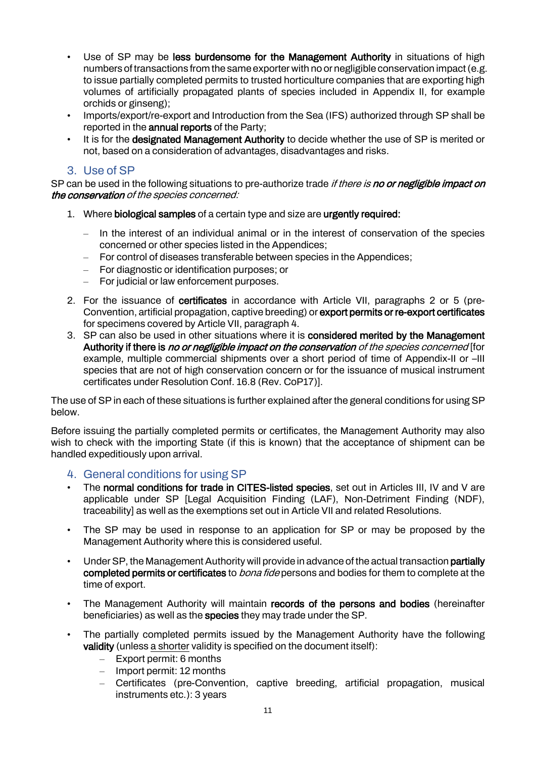- Use of SP may be **less burdensome for the Management Authority** in situations of high numbers of transactions from the same exporter with no or negligible conservation impact (e.g. to issue partially completed permits to trusted horticulture companies that are exporting high volumes of artificially propagated plants of species included in Appendix II, for example orchids or ginseng);
- Imports/export/re-export and Introduction from the Sea (IFS) authorized through SP shall be reported in the **annual reports** of the Party;
- It is for the **designated Management Authority** to decide whether the use of SP is merited or not, based on a consideration of advantages, disadvantages and risks.

## 3. Use of SP

SP can be used in the following situations to pre-authorize trade *if there is **no or negligible impact on the conservation** of the species concerned:*

1. Where **biological samples** of a certain type and size are **urgently required:**
   - In the interest of an individual animal or in the interest of conservation of the species concerned or other species listed in the Appendices;
   - For control of diseases transferable between species in the Appendices;
   - For diagnostic or identification purposes; or
   - For judicial or law enforcement purposes.
2. For the issuance of **certificates** in accordance with Article VII, paragraphs 2 or 5 (pre-Convention, artificial propagation, captive breeding) or **export permits or re-export certificates** for specimens covered by Article VII, paragraph 4.
3. SP can also be used in other situations where it is **considered merited by the Management Authority if there is** ***no or negligible impact on the conservation*** *of the species concerned* [for example, multiple commercial shipments over a short period of time of Appendix-II or –III species that are not of high conservation concern or for the issuance of musical instrument certificates under Resolution Conf. 16.8 (Rev. CoP17)].

The use of SP in each of these situations is further explained after the general conditions for using SP below.

Before issuing the partially completed permits or certificates, the Management Authority may also wish to check with the importing State (if this is known) that the acceptance of shipment can be handled expeditiously upon arrival.

## 4. General conditions for using SP

- The **normal conditions for trade in CITES-listed species**, set out in Articles III, IV and V are applicable under SP [Legal Acquisition Finding (LAF), Non-Detriment Finding (NDF), traceability] as well as the exemptions set out in Article VII and related Resolutions.
- The SP may be used in response to an application for SP or may be proposed by the Management Authority where this is considered useful.
- Under SP, the Management Authority will provide in advance of the actual transaction **partially completed permits or certificates** to *bona fide* persons and bodies for them to complete at the time of export.
- The Management Authority will maintain **records of the persons and bodies** (hereinafter beneficiaries) as well as the **species** they may trade under the SP.
- The partially completed permits issued by the Management Authority have the following **validity** (unless a shorter validity is specified on the document itself):
  - Export permit: 6 months
  - Import permit: 12 months
  - Certificates (pre-Convention, captive breeding, artificial propagation, musical instruments etc.): 3 years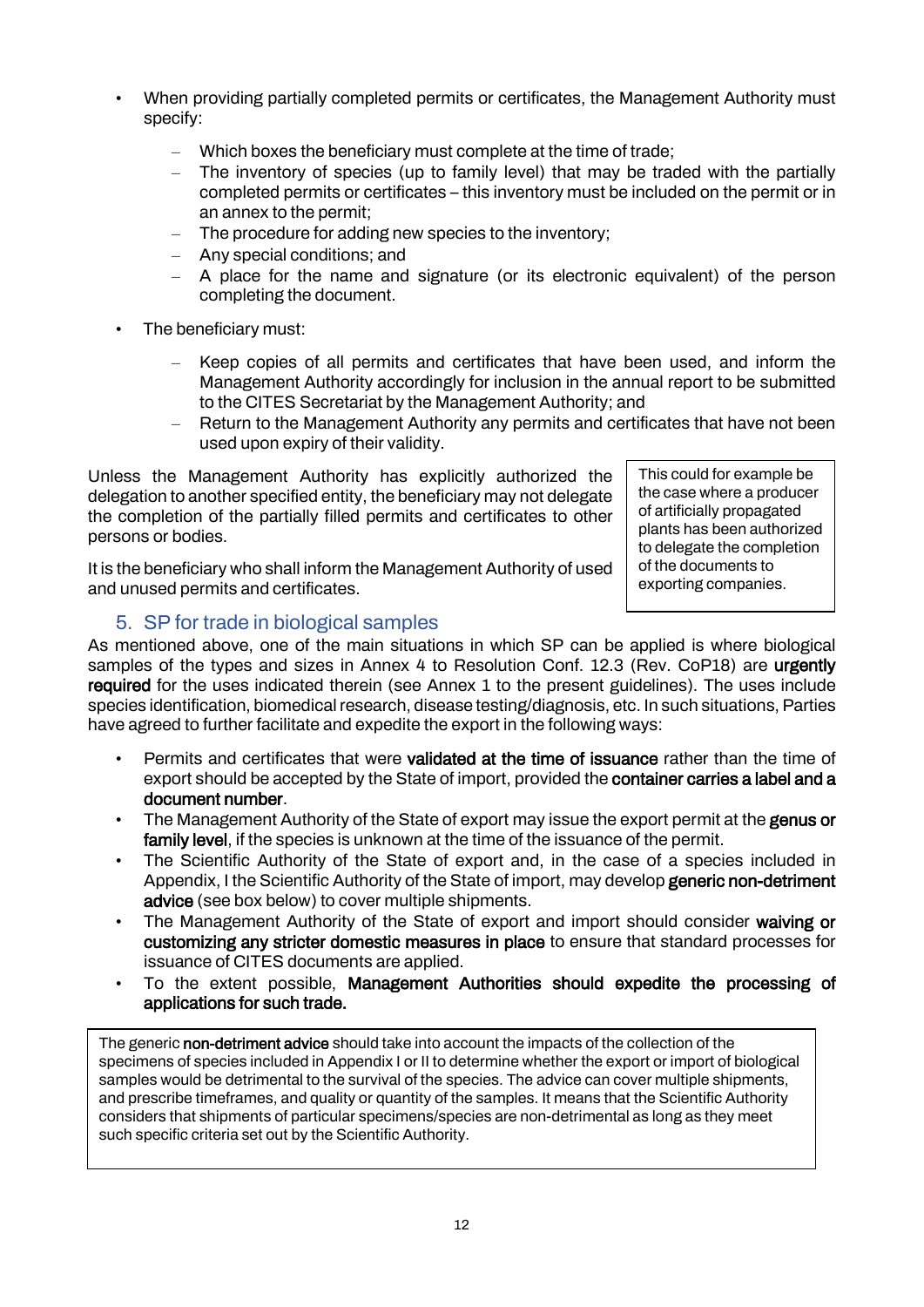- When providing partially completed permits or certificates, the Management Authority must specify:
  - Which boxes the beneficiary must complete at the time of trade;
  - The inventory of species (up to family level) that may be traded with the partially completed permits or certificates – this inventory must be included on the permit or in an annex to the permit;
  - The procedure for adding new species to the inventory;
  - Any special conditions; and
  - A place for the name and signature (or its electronic equivalent) of the person completing the document.
- The beneficiary must:
  - Keep copies of all permits and certificates that have been used, and inform the Management Authority accordingly for inclusion in the annual report to be submitted to the CITES Secretariat by the Management Authority; and
  - Return to the Management Authority any permits and certificates that have not been used upon expiry of their validity.

Unless the Management Authority has explicitly authorized the delegation to another specified entity, the beneficiary may not delegate the completion of the partially filled permits and certificates to other persons or bodies.

> This could for example be the case where a producer of artificially propagated plants has been authorized to delegate the completion of the documents to exporting companies.

It is the beneficiary who shall inform the Management Authority of used and unused permits and certificates.

## 5. SP for trade in biological samples

As mentioned above, one of the main situations in which SP can be applied is where biological samples of the types and sizes in Annex 4 to Resolution Conf. 12.3 (Rev. CoP18) are **urgently required** for the uses indicated therein (see Annex 1 to the present guidelines). The uses include species identification, biomedical research, disease testing/diagnosis, etc. In such situations, Parties have agreed to further facilitate and expedite the export in the following ways:

- Permits and certificates that were **validated at the time of issuance** rather than the time of export should be accepted by the State of import, provided the **container carries a label and a document number**.
- The Management Authority of the State of export may issue the export permit at the **genus or family level**, if the species is unknown at the time of the issuance of the permit.
- The Scientific Authority of the State of export and, in the case of a species included in Appendix, I the Scientific Authority of the State of import, may develop **generic non-detriment advice** (see box below) to cover multiple shipments.
- The Management Authority of the State of export and import should consider **waiving or customizing any stricter domestic measures in place** to ensure that standard processes for issuance of CITES documents are applied.
- To the extent possible, **Management Authorities should expedite the processing of applications for such trade.**

> The generic **non-detriment advice** should take into account the impacts of the collection of the specimens of species included in Appendix I or II to determine whether the export or import of biological samples would be detrimental to the survival of the species. The advice can cover multiple shipments, and prescribe timeframes, and quality or quantity of the samples. It means that the Scientific Authority considers that shipments of particular specimens/species are non-detrimental as long as they meet such specific criteria set out by the Scientific Authority.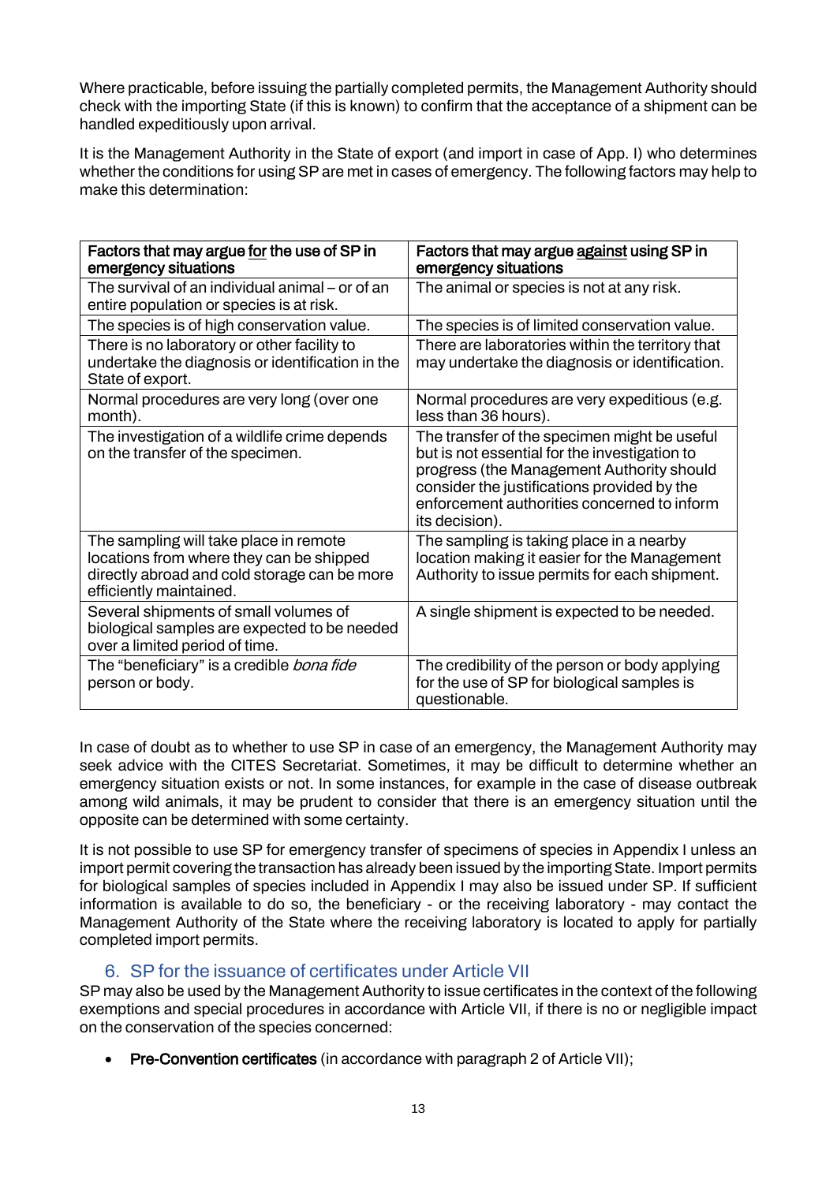Where practicable, before issuing the partially completed permits, the Management Authority should check with the importing State (if this is known) to confirm that the acceptance of a shipment can be handled expeditiously upon arrival.

It is the Management Authority in the State of export (and import in case of App. I) who determines whether the conditions for using SP are met in cases of emergency. The following factors may help to make this determination:

| **Factors that may argue for the use of SP in emergency situations** | **Factors that may argue against using SP in emergency situations** |
| --- | --- |
| The survival of an individual animal – or of an entire population or species is at risk. | The animal or species is not at any risk. |
| The species is of high conservation value. | The species is of limited conservation value. |
| There is no laboratory or other facility to undertake the diagnosis or identification in the State of export. | There are laboratories within the territory that may undertake the diagnosis or identification. |
| Normal procedures are very long (over one month). | Normal procedures are very expeditious (e.g. less than 36 hours). |
| The investigation of a wildlife crime depends on the transfer of the specimen. | The transfer of the specimen might be useful but is not essential for the investigation to progress (the Management Authority should consider the justifications provided by the enforcement authorities concerned to inform its decision). |
| The sampling will take place in remote locations from where they can be shipped directly abroad and cold storage can be more efficiently maintained. | The sampling is taking place in a nearby location making it easier for the Management Authority to issue permits for each shipment. |
| Several shipments of small volumes of biological samples are expected to be needed over a limited period of time. | A single shipment is expected to be needed. |
| The "beneficiary" is a credible *bona fide* person or body. | The credibility of the person or body applying for the use of SP for biological samples is questionable. |

In case of doubt as to whether to use SP in case of an emergency, the Management Authority may seek advice with the CITES Secretariat. Sometimes, it may be difficult to determine whether an emergency situation exists or not. In some instances, for example in the case of disease outbreak among wild animals, it may be prudent to consider that there is an emergency situation until the opposite can be determined with some certainty.

It is not possible to use SP for emergency transfer of specimens of species in Appendix I unless an import permit covering the transaction has already been issued by the importing State. Import permits for biological samples of species included in Appendix I may also be issued under SP. If sufficient information is available to do so, the beneficiary - or the receiving laboratory - may contact the Management Authority of the State where the receiving laboratory is located to apply for partially completed import permits.

## 6. SP for the issuance of certificates under Article VII

SP may also be used by the Management Authority to issue certificates in the context of the following exemptions and special procedures in accordance with Article VII, if there is no or negligible impact on the conservation of the species concerned:

- **Pre-Convention certificates** (in accordance with paragraph 2 of Article VII);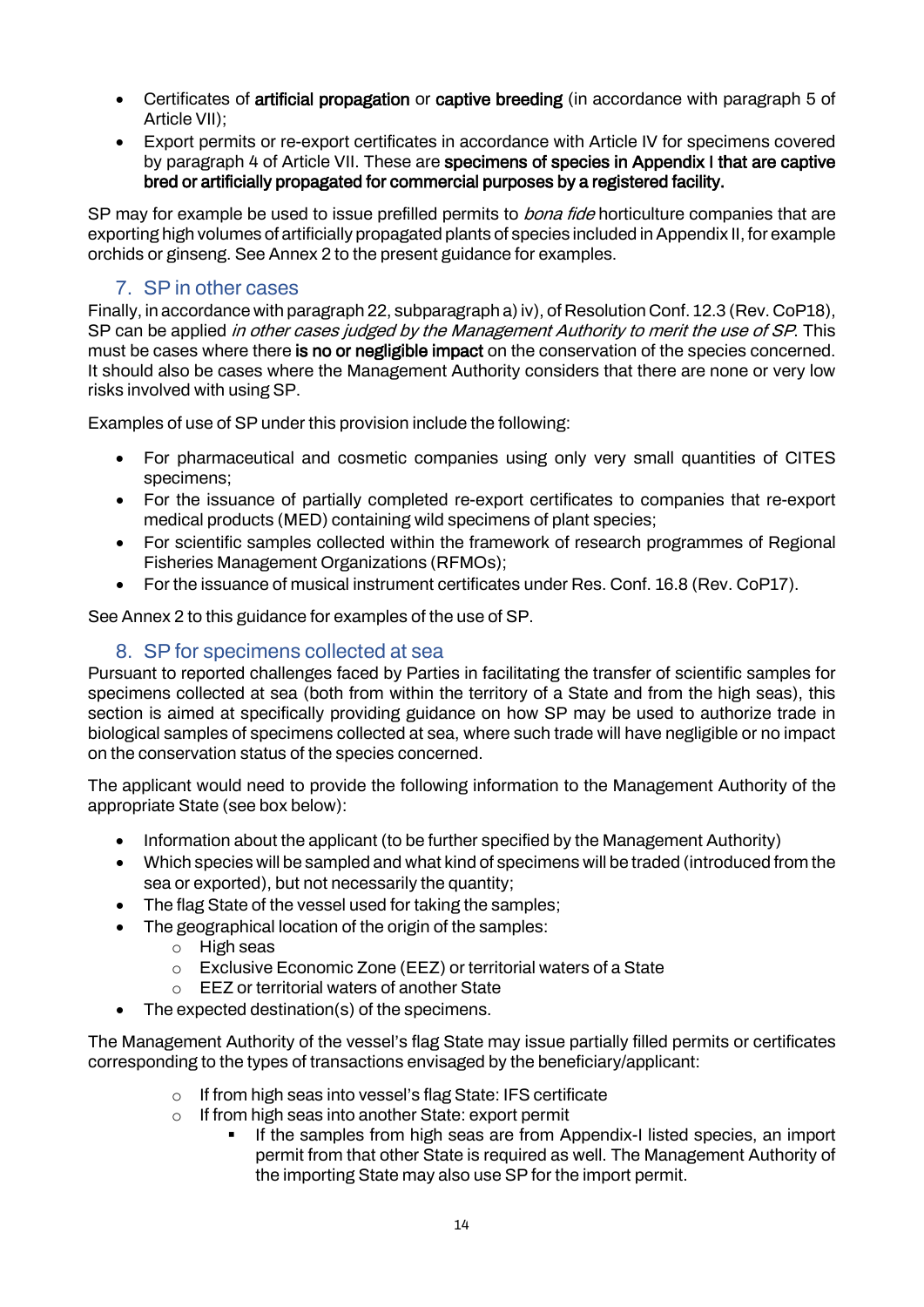- Certificates of **artificial propagation** or **captive breeding** (in accordance with paragraph 5 of Article VII);
- Export permits or re-export certificates in accordance with Article IV for specimens covered by paragraph 4 of Article VII. These are **specimens of species in Appendix I that are captive bred or artificially propagated for commercial purposes by a registered facility.**

SP may for example be used to issue prefilled permits to *bona fide* horticulture companies that are exporting high volumes of artificially propagated plants of species included in Appendix II, for example orchids or ginseng. See Annex 2 to the present guidance for examples.

## 7. SP in other cases

Finally, in accordance with paragraph 22, subparagraph a) iv), of Resolution Conf. 12.3 (Rev. CoP18), SP can be applied *in other cases judged by the Management Authority to merit the use of SP*. This must be cases where there **is no or negligible impact** on the conservation of the species concerned. It should also be cases where the Management Authority considers that there are none or very low risks involved with using SP.

Examples of use of SP under this provision include the following:

- For pharmaceutical and cosmetic companies using only very small quantities of CITES specimens;
- For the issuance of partially completed re-export certificates to companies that re-export medical products (MED) containing wild specimens of plant species;
- For scientific samples collected within the framework of research programmes of Regional Fisheries Management Organizations (RFMOs);
- For the issuance of musical instrument certificates under Res. Conf. 16.8 (Rev. CoP17).

See Annex 2 to this guidance for examples of the use of SP.

## 8. SP for specimens collected at sea

Pursuant to reported challenges faced by Parties in facilitating the transfer of scientific samples for specimens collected at sea (both from within the territory of a State and from the high seas), this section is aimed at specifically providing guidance on how SP may be used to authorize trade in biological samples of specimens collected at sea, where such trade will have negligible or no impact on the conservation status of the species concerned.

The applicant would need to provide the following information to the Management Authority of the appropriate State (see box below):

- Information about the applicant (to be further specified by the Management Authority)
- Which species will be sampled and what kind of specimens will be traded (introduced from the sea or exported), but not necessarily the quantity;
- The flag State of the vessel used for taking the samples;
- The geographical location of the origin of the samples:
    - High seas
    - Exclusive Economic Zone (EEZ) or territorial waters of a State
    - EEZ or territorial waters of another State
- The expected destination(s) of the specimens.

The Management Authority of the vessel's flag State may issue partially filled permits or certificates corresponding to the types of transactions envisaged by the beneficiary/applicant:

- If from high seas into vessel's flag State: IFS certificate
- If from high seas into another State: export permit
    - If the samples from high seas are from Appendix-I listed species, an import permit from that other State is required as well. The Management Authority of the importing State may also use SP for the import permit.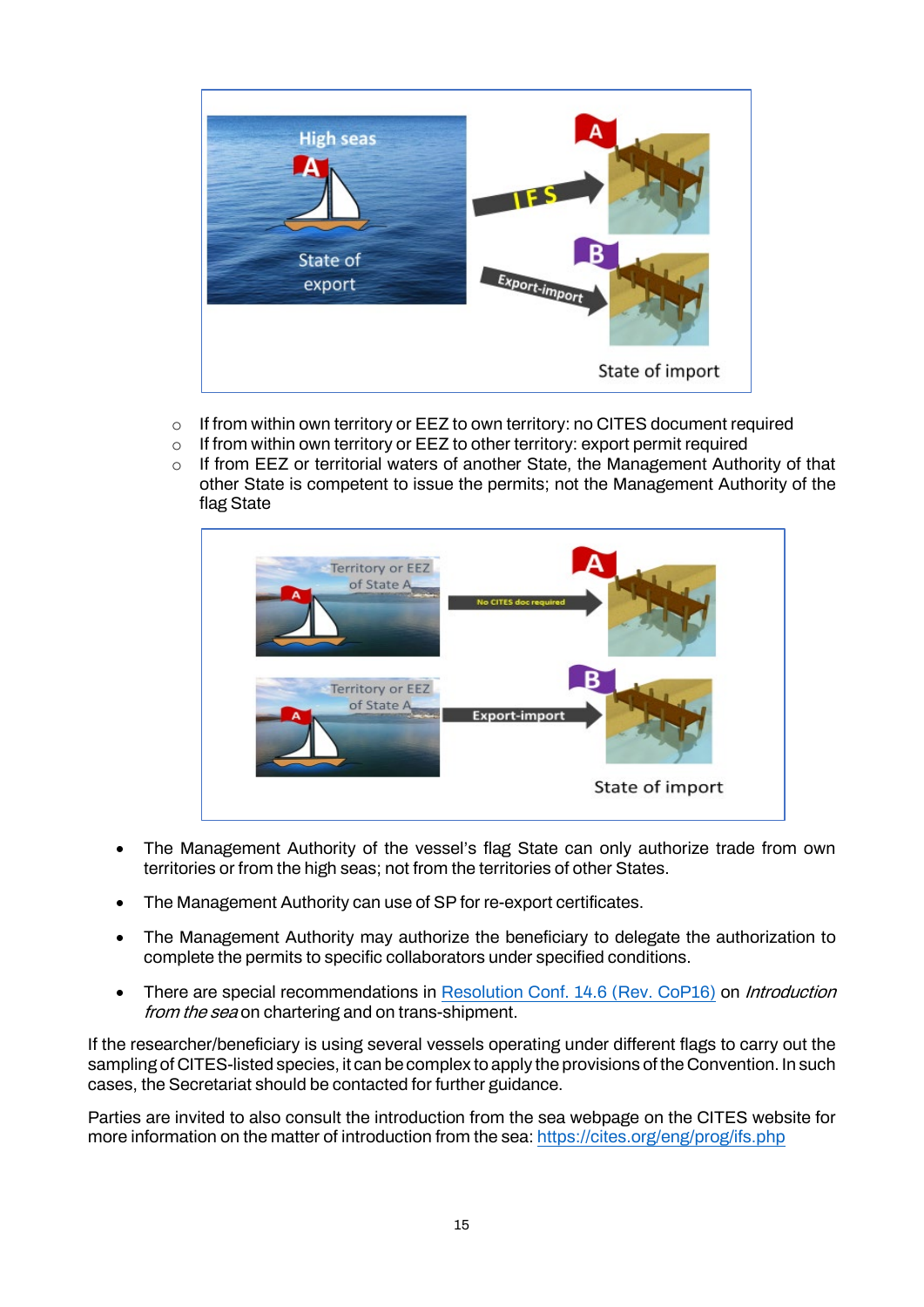- If from within own territory or EEZ to own territory: no CITES document required
- If from within own territory or EEZ to other territory: export permit required
- If from EEZ or territorial waters of another State, the Management Authority of that other State is competent to issue the permits; not the Management Authority of the flag State

- The Management Authority of the vessel's flag State can only authorize trade from own territories or from the high seas; not from the territories of other States.

- The Management Authority can use of SP for re-export certificates.

- The Management Authority may authorize the beneficiary to delegate the authorization to complete the permits to specific collaborators under specified conditions.

- There are special recommendations in [Resolution Conf. 14.6 (Rev. CoP16)] on *Introduction from the sea* on chartering and on trans-shipment.

If the researcher/beneficiary is using several vessels operating under different flags to carry out the sampling of CITES-listed species, it can be complex to apply the provisions of the Convention. In such cases, the Secretariat should be contacted for further guidance.

Parties are invited to also consult the introduction from the sea webpage on the CITES website for more information on the matter of introduction from the sea: https://cites.org/eng/prog/ifs.php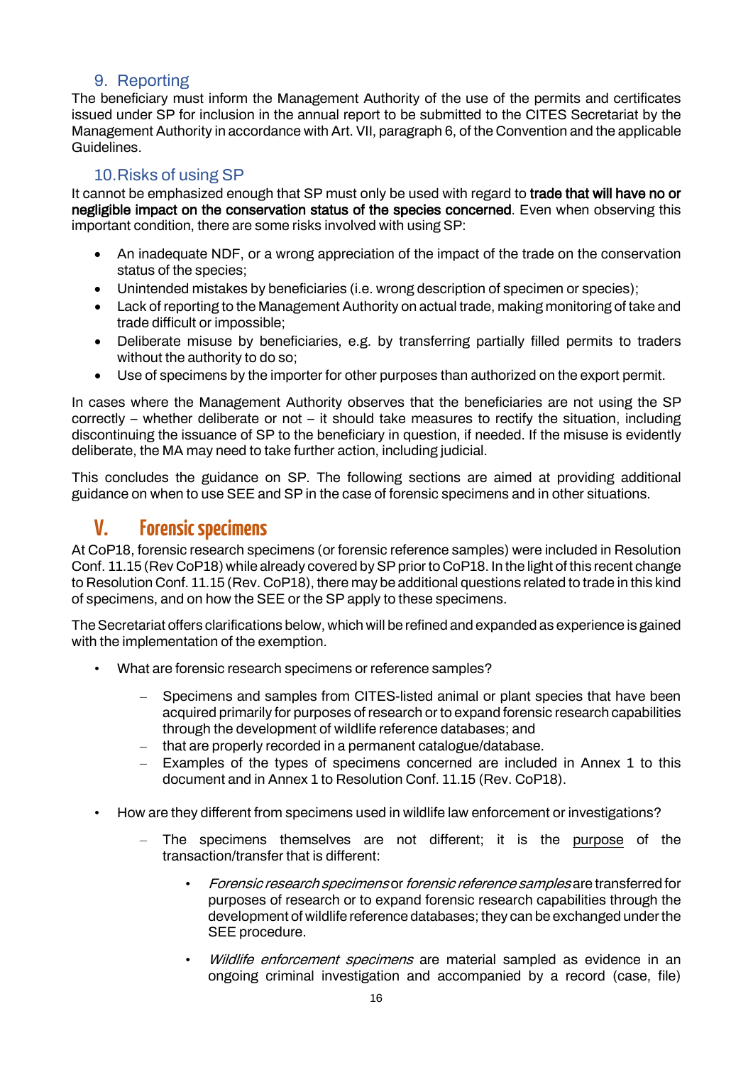### 9. Reporting

The beneficiary must inform the Management Authority of the use of the permits and certificates issued under SP for inclusion in the annual report to be submitted to the CITES Secretariat by the Management Authority in accordance with Art. VII, paragraph 6, of the Convention and the applicable Guidelines.

### 10. Risks of using SP

It cannot be emphasized enough that SP must only be used with regard to **trade that will have no or negligible impact on the conservation status of the species concerned**. Even when observing this important condition, there are some risks involved with using SP:

- An inadequate NDF, or a wrong appreciation of the impact of the trade on the conservation status of the species;
- Unintended mistakes by beneficiaries (i.e. wrong description of specimen or species);
- Lack of reporting to the Management Authority on actual trade, making monitoring of take and trade difficult or impossible;
- Deliberate misuse by beneficiaries, e.g. by transferring partially filled permits to traders without the authority to do so;
- Use of specimens by the importer for other purposes than authorized on the export permit.

In cases where the Management Authority observes that the beneficiaries are not using the SP correctly – whether deliberate or not – it should take measures to rectify the situation, including discontinuing the issuance of SP to the beneficiary in question, if needed. If the misuse is evidently deliberate, the MA may need to take further action, including judicial.

This concludes the guidance on SP. The following sections are aimed at providing additional guidance on when to use SEE and SP in the case of forensic specimens and in other situations.

## V. Forensic specimens

At CoP18, forensic research specimens (or forensic reference samples) were included in Resolution Conf. 11.15 (Rev CoP18) while already covered by SP prior to CoP18. In the light of this recent change to Resolution Conf. 11.15 (Rev. CoP18), there may be additional questions related to trade in this kind of specimens, and on how the SEE or the SP apply to these specimens.

The Secretariat offers clarifications below, which will be refined and expanded as experience is gained with the implementation of the exemption.

- What are forensic research specimens or reference samples?
  - Specimens and samples from CITES-listed animal or plant species that have been acquired primarily for purposes of research or to expand forensic research capabilities through the development of wildlife reference databases; and
  - that are properly recorded in a permanent catalogue/database.
  - Examples of the types of specimens concerned are included in Annex 1 to this document and in Annex 1 to Resolution Conf. 11.15 (Rev. CoP18).

- How are they different from specimens used in wildlife law enforcement or investigations?
  - The specimens themselves are not different; it is the purpose of the transaction/transfer that is different:
    - *Forensic research specimens* or *forensic reference samples* are transferred for purposes of research or to expand forensic research capabilities through the development of wildlife reference databases; they can be exchanged under the SEE procedure.
    - *Wildlife enforcement specimens* are material sampled as evidence in an ongoing criminal investigation and accompanied by a record (case, file)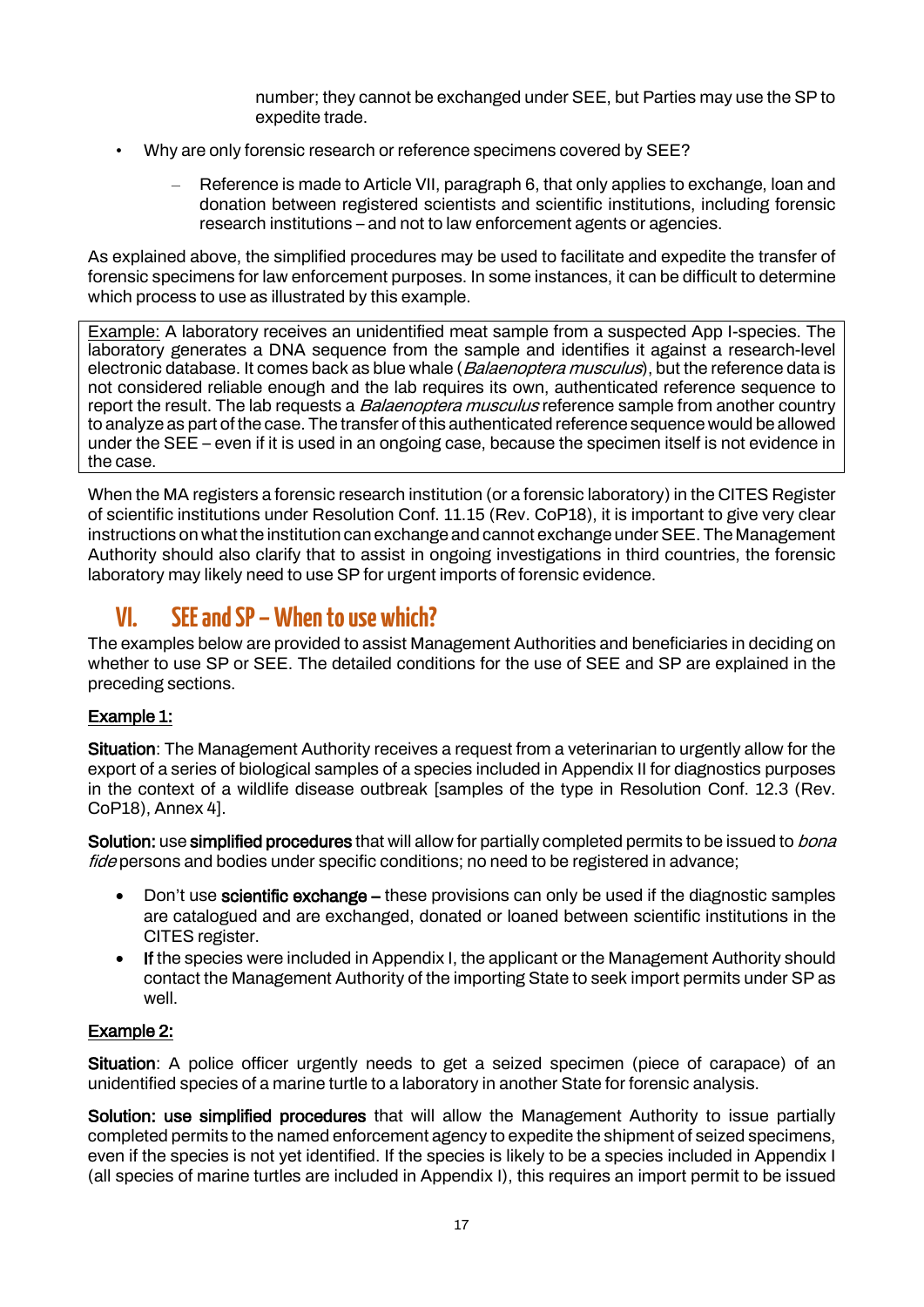number; they cannot be exchanged under SEE, but Parties may use the SP to expedite trade.

- Why are only forensic research or reference specimens covered by SEE?
  - Reference is made to Article VII, paragraph 6, that only applies to exchange, loan and donation between registered scientists and scientific institutions, including forensic research institutions – and not to law enforcement agents or agencies.

As explained above, the simplified procedures may be used to facilitate and expedite the transfer of forensic specimens for law enforcement purposes. In some instances, it can be difficult to determine which process to use as illustrated by this example.

> <u>Example:</u> A laboratory receives an unidentified meat sample from a suspected App I-species. The laboratory generates a DNA sequence from the sample and identifies it against a research-level electronic database. It comes back as blue whale (*Balaenoptera musculus*), but the reference data is not considered reliable enough and the lab requires its own, authenticated reference sequence to report the result. The lab requests a *Balaenoptera musculus* reference sample from another country to analyze as part of the case. The transfer of this authenticated reference sequence would be allowed under the SEE – even if it is used in an ongoing case, because the specimen itself is not evidence in the case.

When the MA registers a forensic research institution (or a forensic laboratory) in the CITES Register of scientific institutions under Resolution Conf. 11.15 (Rev. CoP18), it is important to give very clear instructions on what the institution can exchange and cannot exchange under SEE. The Management Authority should also clarify that to assist in ongoing investigations in third countries, the forensic laboratory may likely need to use SP for urgent imports of forensic evidence.

## VI. SEE and SP – When to use which?

The examples below are provided to assist Management Authorities and beneficiaries in deciding on whether to use SP or SEE. The detailed conditions for the use of SEE and SP are explained in the preceding sections.

**<u>Example 1:</u>**

**Situation**: The Management Authority receives a request from a veterinarian to urgently allow for the export of a series of biological samples of a species included in Appendix II for diagnostics purposes in the context of a wildlife disease outbreak [samples of the type in Resolution Conf. 12.3 (Rev. CoP18), Annex 4].

**Solution:** use **simplified procedures** that will allow for partially completed permits to be issued to *bona fide* persons and bodies under specific conditions; no need to be registered in advance;

- Don't use **scientific exchange –** these provisions can only be used if the diagnostic samples are catalogued and are exchanged, donated or loaned between scientific institutions in the CITES register.
- **If** the species were included in Appendix I, the applicant or the Management Authority should contact the Management Authority of the importing State to seek import permits under SP as well.

**<u>Example 2:</u>**

**Situation**: A police officer urgently needs to get a seized specimen (piece of carapace) of an unidentified species of a marine turtle to a laboratory in another State for forensic analysis.

**Solution: use simplified procedures** that will allow the Management Authority to issue partially completed permits to the named enforcement agency to expedite the shipment of seized specimens, even if the species is not yet identified. If the species is likely to be a species included in Appendix I (all species of marine turtles are included in Appendix I), this requires an import permit to be issued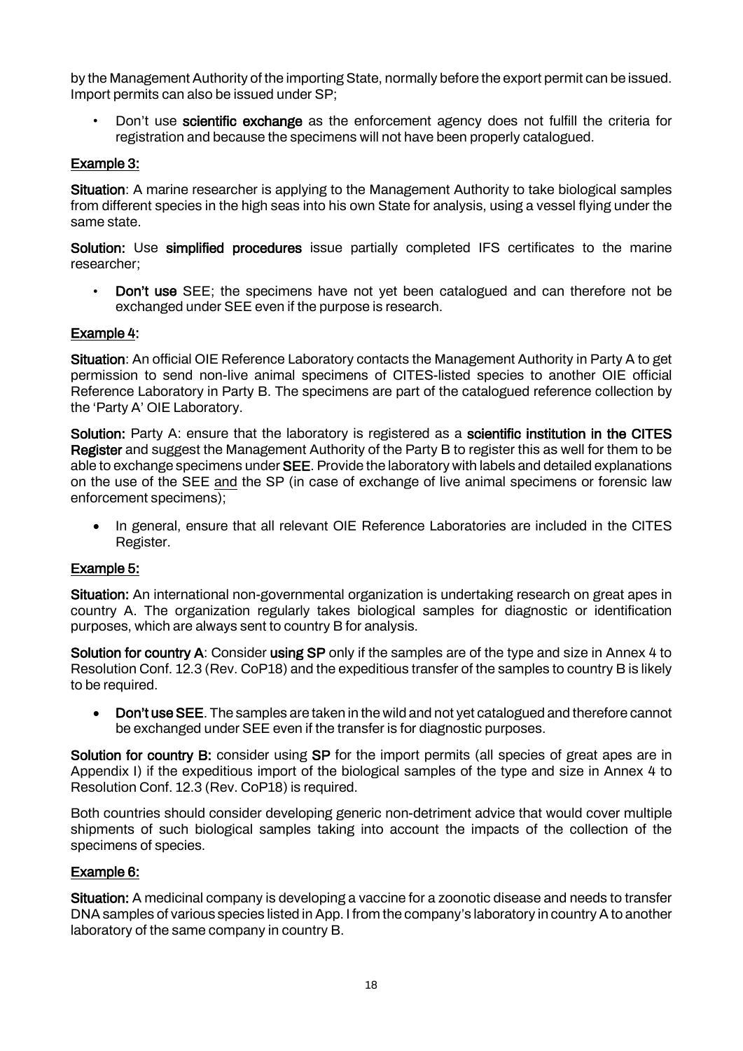by the Management Authority of the importing State, normally before the export permit can be issued. Import permits can also be issued under SP;

- Don't use **scientific exchange** as the enforcement agency does not fulfill the criteria for registration and because the specimens will not have been properly catalogued.

## Example 3:

**Situation**: A marine researcher is applying to the Management Authority to take biological samples from different species in the high seas into his own State for analysis, using a vessel flying under the same state.

**Solution:** Use **simplified procedures** issue partially completed IFS certificates to the marine researcher;

- **Don't use** SEE; the specimens have not yet been catalogued and can therefore not be exchanged under SEE even if the purpose is research.

## Example 4:

**Situation**: An official OIE Reference Laboratory contacts the Management Authority in Party A to get permission to send non-live animal specimens of CITES-listed species to another OIE official Reference Laboratory in Party B. The specimens are part of the catalogued reference collection by the 'Party A' OIE Laboratory.

**Solution:** Party A: ensure that the laboratory is registered as a **scientific institution in the CITES Register** and suggest the Management Authority of the Party B to register this as well for them to be able to exchange specimens under **SEE**. Provide the laboratory with labels and detailed explanations on the use of the SEE and the SP (in case of exchange of live animal specimens or forensic law enforcement specimens);

- In general, ensure that all relevant OIE Reference Laboratories are included in the CITES Register.

## Example 5:

**Situation:** An international non-governmental organization is undertaking research on great apes in country A. The organization regularly takes biological samples for diagnostic or identification purposes, which are always sent to country B for analysis.

**Solution for country A**: Consider **using SP** only if the samples are of the type and size in Annex 4 to Resolution Conf. 12.3 (Rev. CoP18) and the expeditious transfer of the samples to country B is likely to be required.

- **Don't use SEE**. The samples are taken in the wild and not yet catalogued and therefore cannot be exchanged under SEE even if the transfer is for diagnostic purposes.

**Solution for country B:** consider using **SP** for the import permits (all species of great apes are in Appendix I) if the expeditious import of the biological samples of the type and size in Annex 4 to Resolution Conf. 12.3 (Rev. CoP18) is required.

Both countries should consider developing generic non-detriment advice that would cover multiple shipments of such biological samples taking into account the impacts of the collection of the specimens of species.

## Example 6:

**Situation:** A medicinal company is developing a vaccine for a zoonotic disease and needs to transfer DNA samples of various species listed in App. I from the company's laboratory in country A to another laboratory of the same company in country B.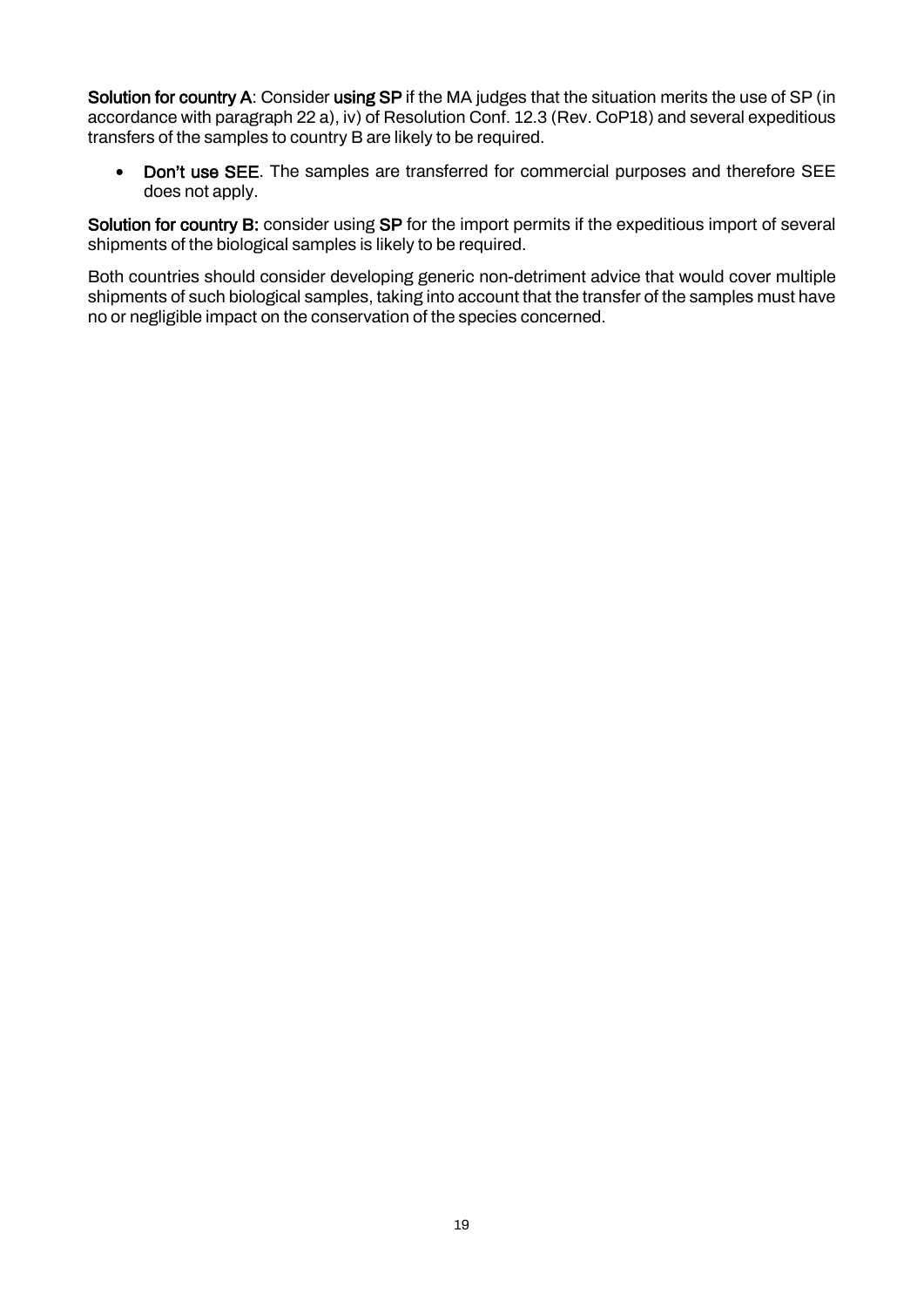**Solution for country A**: Consider **using SP** if the MA judges that the situation merits the use of SP (in accordance with paragraph 22 a), iv) of Resolution Conf. 12.3 (Rev. CoP18) and several expeditious transfers of the samples to country B are likely to be required.

- **Don't use SEE**. The samples are transferred for commercial purposes and therefore SEE does not apply.

**Solution for country B:** consider using **SP** for the import permits if the expeditious import of several shipments of the biological samples is likely to be required.

Both countries should consider developing generic non-detriment advice that would cover multiple shipments of such biological samples, taking into account that the transfer of the samples must have no or negligible impact on the conservation of the species concerned.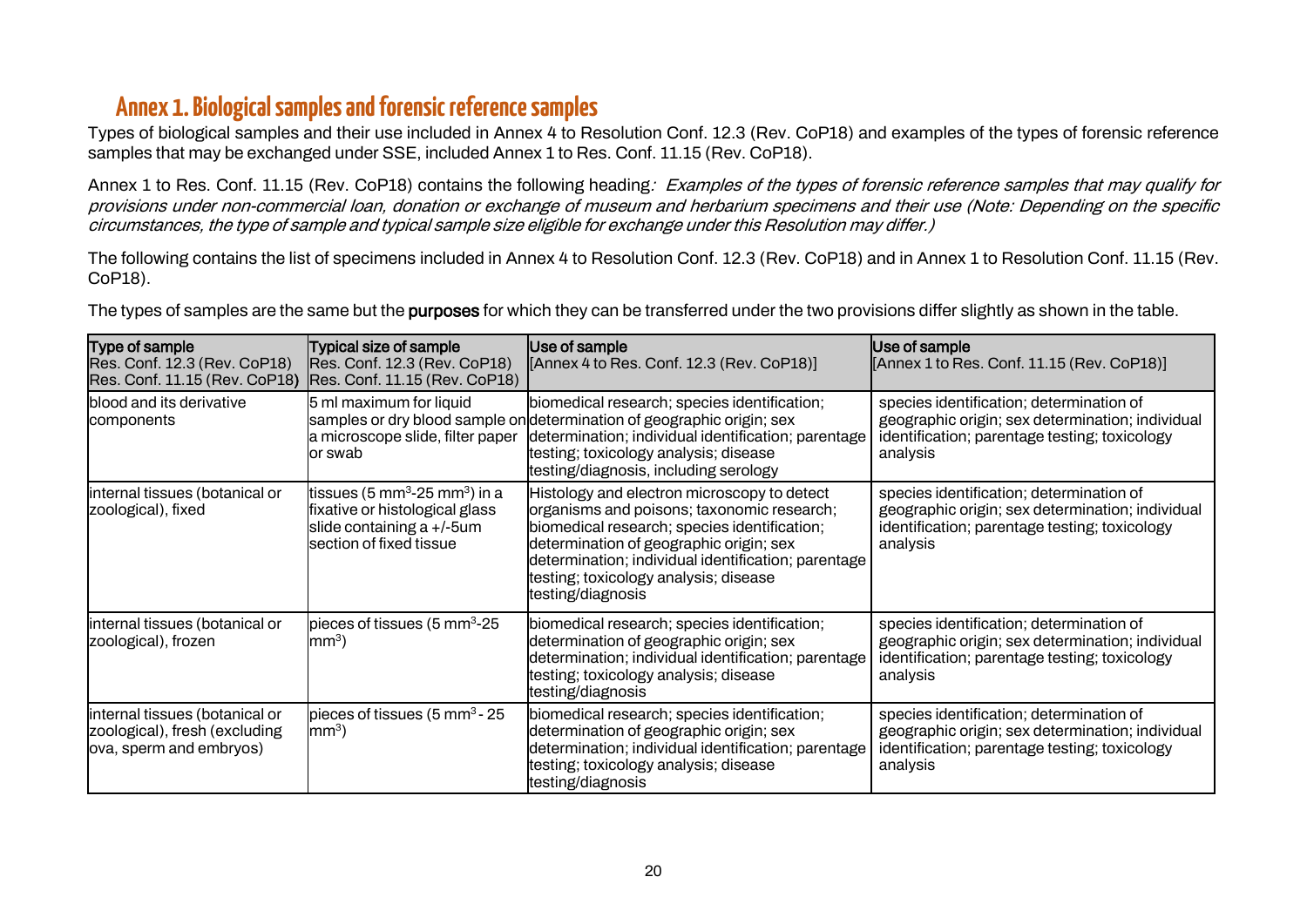# Annex 1. Biological samples and forensic reference samples

Types of biological samples and their use included in Annex 4 to Resolution Conf. 12.3 (Rev. CoP18) and examples of the types of forensic reference samples that may be exchanged under SSE, included Annex 1 to Res. Conf. 11.15 (Rev. CoP18).

Annex 1 to Res. Conf. 11.15 (Rev. CoP18) contains the following heading: *Examples of the types of forensic reference samples that may qualify for provisions under non-commercial loan, donation or exchange of museum and herbarium specimens and their use (Note: Depending on the specific circumstances, the type of sample and typical sample size eligible for exchange under this Resolution may differ.)*

The following contains the list of specimens included in Annex 4 to Resolution Conf. 12.3 (Rev. CoP18) and in Annex 1 to Resolution Conf. 11.15 (Rev. CoP18).

The types of samples are the same but the **purposes** for which they can be transferred under the two provisions differ slightly as shown in the table.

| **Type of sample** Res. Conf. 12.3 (Rev. CoP18) Res. Conf. 11.15 (Rev. CoP18) | **Typical size of sample** Res. Conf. 12.3 (Rev. CoP18) Res. Conf. 11.15 (Rev. CoP18) | **Use of sample** [Annex 4 to Res. Conf. 12.3 (Rev. CoP18)] | **Use of sample** [Annex 1 to Res. Conf. 11.15 (Rev. CoP18)] |
|---|---|---|---|
| blood and its derivative components | 5 ml maximum for liquid samples or dry blood sample on a microscope slide, filter paper or swab | biomedical research; species identification; determination of geographic origin; sex determination; individual identification; parentage testing; toxicology analysis; disease testing/diagnosis, including serology | species identification; determination of geographic origin; sex determination; individual identification; parentage testing; toxicology analysis |
| internal tissues (botanical or zoological), fixed | tissues (5 mm$^3$-25 mm$^3$) in a fixative or histological glass slide containing a +/-5um section of fixed tissue | Histology and electron microscopy to detect organisms and poisons; taxonomic research; biomedical research; species identification; determination of geographic origin; sex determination; individual identification; parentage testing; toxicology analysis; disease testing/diagnosis | species identification; determination of geographic origin; sex determination; individual identification; parentage testing; toxicology analysis |
| internal tissues (botanical or zoological), frozen | pieces of tissues (5 mm$^3$-25 mm$^3$) | biomedical research; species identification; determination of geographic origin; sex determination; individual identification; parentage testing; toxicology analysis; disease testing/diagnosis | species identification; determination of geographic origin; sex determination; individual identification; parentage testing; toxicology analysis |
| internal tissues (botanical or zoological), fresh (excluding ova, sperm and embryos) | pieces of tissues (5 mm$^3$- 25 mm$^3$) | biomedical research; species identification; determination of geographic origin; sex determination; individual identification; parentage testing; toxicology analysis; disease testing/diagnosis | species identification; determination of geographic origin; sex determination; individual identification; parentage testing; toxicology analysis |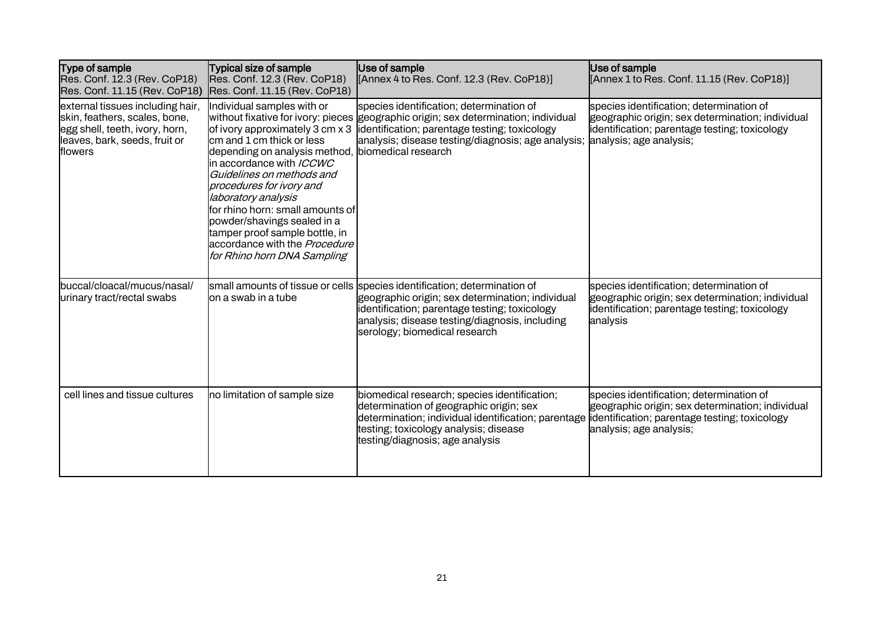| **Type of sample** Res. Conf. 12.3 (Rev. CoP18) Res. Conf. 11.15 (Rev. CoP18) | **Typical size of sample** Res. Conf. 12.3 (Rev. CoP18) Res. Conf. 11.15 (Rev. CoP18) | **Use of sample** [Annex 4 to Res. Conf. 12.3 (Rev. CoP18)] | **Use of sample** [Annex 1 to Res. Conf. 11.15 (Rev. CoP18)] |
|---|---|---|---|
| external tissues including hair, skin, feathers, scales, bone, egg shell, teeth, ivory, horn, leaves, bark, seeds, fruit or flowers | Individual samples with or without fixative for ivory: pieces of ivory approximately 3 cm x 3 cm and 1 cm thick or less depending on analysis method, in accordance with *ICCWC Guidelines on methods and procedures for ivory and laboratory analysis* for rhino horn: small amounts of powder/shavings sealed in a tamper proof sample bottle, in accordance with the *Procedure for Rhino horn DNA Sampling* | species identification; determination of geographic origin; sex determination; individual identification; parentage testing; toxicology analysis; disease testing/diagnosis; age analysis; biomedical research | species identification; determination of geographic origin; sex determination; individual identification; parentage testing; toxicology analysis; age analysis; |
| buccal/cloacal/mucus/nasal/ urinary tract/rectal swabs | small amounts of tissue or cells on a swab in a tube | species identification; determination of geographic origin; sex determination; individual identification; parentage testing; toxicology analysis; disease testing/diagnosis, including serology; biomedical research | species identification; determination of geographic origin; sex determination; individual identification; parentage testing; toxicology analysis |
| cell lines and tissue cultures | no limitation of sample size | biomedical research; species identification; determination of geographic origin; sex determination; individual identification; parentage testing; toxicology analysis; disease testing/diagnosis; age analysis | species identification; determination of geographic origin; sex determination; individual identification; parentage testing; toxicology analysis; age analysis; |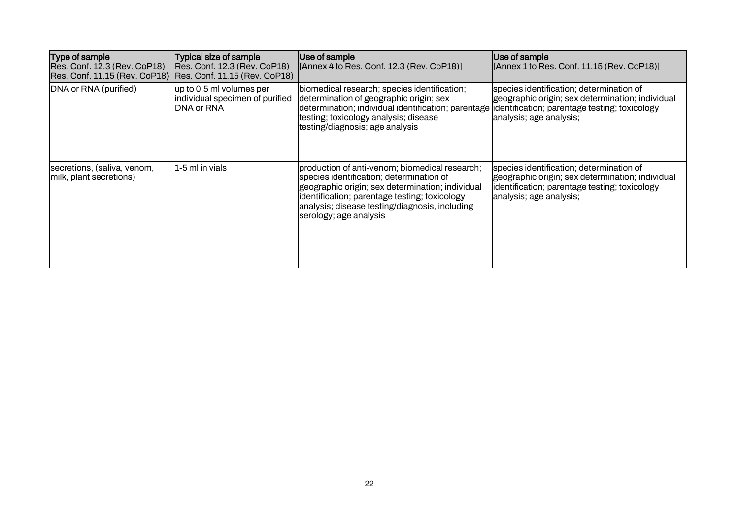| Type of sample<br>Res. Conf. 12.3 (Rev. CoP18)<br>Res. Conf. 11.15 (Rev. CoP18) | Typical size of sample<br>Res. Conf. 12.3 (Rev. CoP18)<br>Res. Conf. 11.15 (Rev. CoP18) | Use of sample<br>[Annex 4 to Res. Conf. 12.3 (Rev. CoP18)] | Use of sample<br>[Annex 1 to Res. Conf. 11.15 (Rev. CoP18)] |
|---|---|---|---|
| DNA or RNA (purified) | up to 0.5 ml volumes per individual specimen of purified DNA or RNA | biomedical research; species identification; determination of geographic origin; sex determination; individual identification; parentage testing; toxicology analysis; disease testing/diagnosis; age analysis | species identification; determination of geographic origin; sex determination; individual identification; parentage testing; toxicology analysis; age analysis; |
| secretions, (saliva, venom, milk, plant secretions) | 1-5 ml in vials | production of anti-venom; biomedical research; species identification; determination of geographic origin; sex determination; individual identification; parentage testing; toxicology analysis; disease testing/diagnosis, including serology; age analysis | species identification; determination of geographic origin; sex determination; individual identification; parentage testing; toxicology analysis; age analysis; |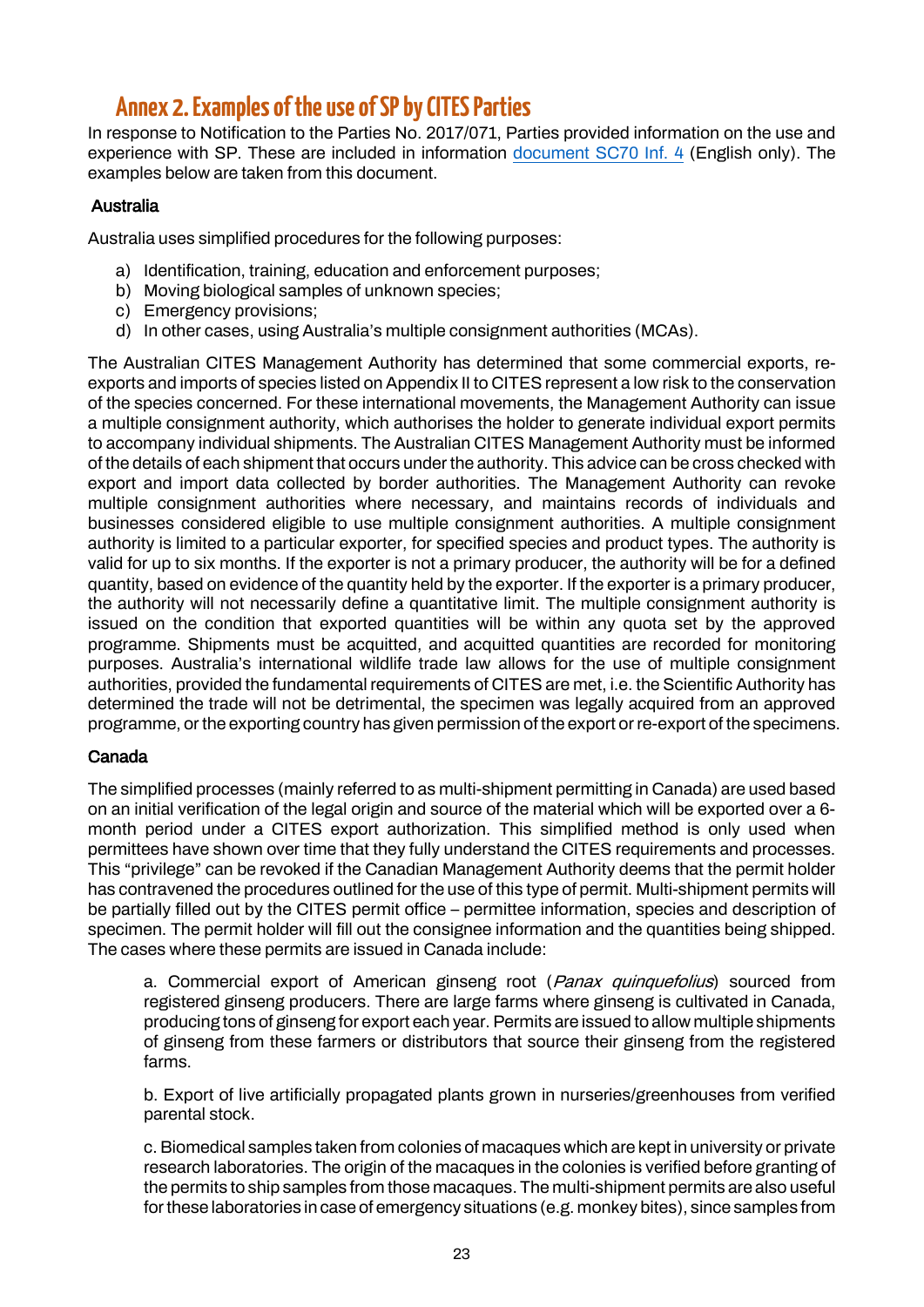# Annex 2. Examples of the use of SP by CITES Parties

In response to Notification to the Parties No. 2017/071, Parties provided information on the use and experience with SP. These are included in information document SC70 Inf. 4 (English only). The examples below are taken from this document.

### Australia

Australia uses simplified procedures for the following purposes:

a) Identification, training, education and enforcement purposes;
b) Moving biological samples of unknown species;
c) Emergency provisions;
d) In other cases, using Australia's multiple consignment authorities (MCAs).

The Australian CITES Management Authority has determined that some commercial exports, re-exports and imports of species listed on Appendix II to CITES represent a low risk to the conservation of the species concerned. For these international movements, the Management Authority can issue a multiple consignment authority, which authorises the holder to generate individual export permits to accompany individual shipments. The Australian CITES Management Authority must be informed of the details of each shipment that occurs under the authority. This advice can be cross checked with export and import data collected by border authorities. The Management Authority can revoke multiple consignment authorities where necessary, and maintains records of individuals and businesses considered eligible to use multiple consignment authorities. A multiple consignment authority is limited to a particular exporter, for specified species and product types. The authority is valid for up to six months. If the exporter is not a primary producer, the authority will be for a defined quantity, based on evidence of the quantity held by the exporter. If the exporter is a primary producer, the authority will not necessarily define a quantitative limit. The multiple consignment authority is issued on the condition that exported quantities will be within any quota set by the approved programme. Shipments must be acquitted, and acquitted quantities are recorded for monitoring purposes. Australia's international wildlife trade law allows for the use of multiple consignment authorities, provided the fundamental requirements of CITES are met, i.e. the Scientific Authority has determined the trade will not be detrimental, the specimen was legally acquired from an approved programme, or the exporting country has given permission of the export or re-export of the specimens.

### Canada

The simplified processes (mainly referred to as multi-shipment permitting in Canada) are used based on an initial verification of the legal origin and source of the material which will be exported over a 6-month period under a CITES export authorization. This simplified method is only used when permittees have shown over time that they fully understand the CITES requirements and processes. This "privilege" can be revoked if the Canadian Management Authority deems that the permit holder has contravened the procedures outlined for the use of this type of permit. Multi-shipment permits will be partially filled out by the CITES permit office – permittee information, species and description of specimen. The permit holder will fill out the consignee information and the quantities being shipped. The cases where these permits are issued in Canada include:

a. Commercial export of American ginseng root (*Panax quinquefolius*) sourced from registered ginseng producers. There are large farms where ginseng is cultivated in Canada, producing tons of ginseng for export each year. Permits are issued to allow multiple shipments of ginseng from these farmers or distributors that source their ginseng from the registered farms.

b. Export of live artificially propagated plants grown in nurseries/greenhouses from verified parental stock.

c. Biomedical samples taken from colonies of macaques which are kept in university or private research laboratories. The origin of the macaques in the colonies is verified before granting of the permits to ship samples from those macaques. The multi-shipment permits are also useful for these laboratories in case of emergency situations (e.g. monkey bites), since samples from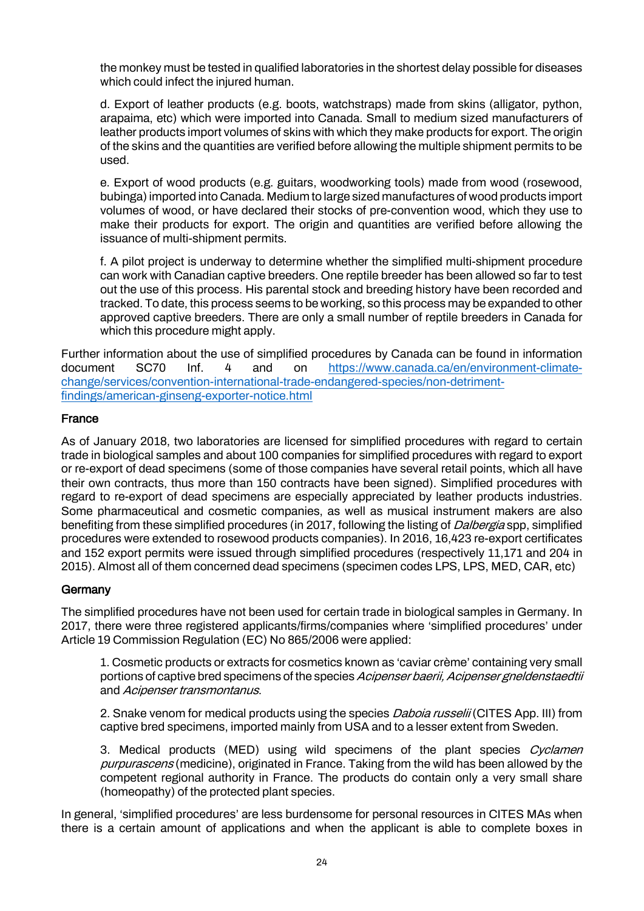the monkey must be tested in qualified laboratories in the shortest delay possible for diseases which could infect the injured human.

d. Export of leather products (e.g. boots, watchstraps) made from skins (alligator, python, arapaima, etc) which were imported into Canada. Small to medium sized manufacturers of leather products import volumes of skins with which they make products for export. The origin of the skins and the quantities are verified before allowing the multiple shipment permits to be used.

e. Export of wood products (e.g. guitars, woodworking tools) made from wood (rosewood, bubinga) imported into Canada. Medium to large sized manufactures of wood products import volumes of wood, or have declared their stocks of pre-convention wood, which they use to make their products for export. The origin and quantities are verified before allowing the issuance of multi-shipment permits.

f. A pilot project is underway to determine whether the simplified multi-shipment procedure can work with Canadian captive breeders. One reptile breeder has been allowed so far to test out the use of this process. His parental stock and breeding history have been recorded and tracked. To date, this process seems to be working, so this process may be expanded to other approved captive breeders. There are only a small number of reptile breeders in Canada for which this procedure might apply.

Further information about the use of simplified procedures by Canada can be found in information document SC70 Inf. 4 and on https://www.canada.ca/en/environment-climate-change/services/convention-international-trade-endangered-species/non-detriment-findings/american-ginseng-exporter-notice.html

## France

As of January 2018, two laboratories are licensed for simplified procedures with regard to certain trade in biological samples and about 100 companies for simplified procedures with regard to export or re-export of dead specimens (some of those companies have several retail points, which all have their own contracts, thus more than 150 contracts have been signed). Simplified procedures with regard to re-export of dead specimens are especially appreciated by leather products industries. Some pharmaceutical and cosmetic companies, as well as musical instrument makers are also benefiting from these simplified procedures (in 2017, following the listing of *Dalbergia* spp, simplified procedures were extended to rosewood products companies). In 2016, 16,423 re-export certificates and 152 export permits were issued through simplified procedures (respectively 11,171 and 204 in 2015). Almost all of them concerned dead specimens (specimen codes LPS, LPS, MED, CAR, etc)

## Germany

The simplified procedures have not been used for certain trade in biological samples in Germany. In 2017, there were three registered applicants/firms/companies where 'simplified procedures' under Article 19 Commission Regulation (EC) No 865/2006 were applied:

1. Cosmetic products or extracts for cosmetics known as 'caviar crème' containing very small portions of captive bred specimens of the species *Acipenser baerii, Acipenser gneldenstaedtii* and *Acipenser transmontanus*.

2. Snake venom for medical products using the species *Daboia russelii* (CITES App. III) from captive bred specimens, imported mainly from USA and to a lesser extent from Sweden.

3. Medical products (MED) using wild specimens of the plant species *Cyclamen purpurascens* (medicine), originated in France. Taking from the wild has been allowed by the competent regional authority in France. The products do contain only a very small share (homeopathy) of the protected plant species.

In general, 'simplified procedures' are less burdensome for personal resources in CITES MAs when there is a certain amount of applications and when the applicant is able to complete boxes in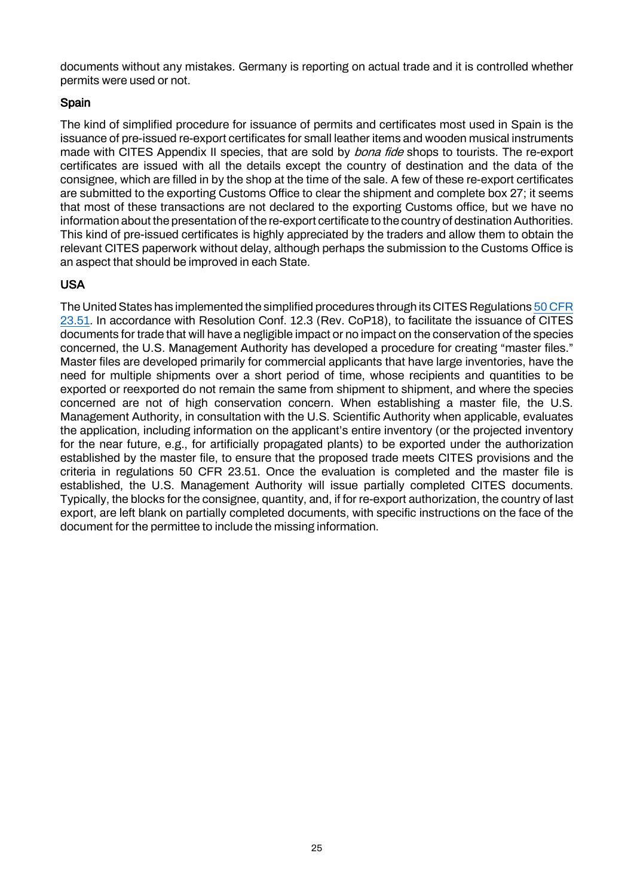documents without any mistakes. Germany is reporting on actual trade and it is controlled whether permits were used or not.

### Spain

The kind of simplified procedure for issuance of permits and certificates most used in Spain is the issuance of pre-issued re-export certificates for small leather items and wooden musical instruments made with CITES Appendix II species, that are sold by *bona fide* shops to tourists. The re-export certificates are issued with all the details except the country of destination and the data of the consignee, which are filled in by the shop at the time of the sale. A few of these re-export certificates are submitted to the exporting Customs Office to clear the shipment and complete box 27; it seems that most of these transactions are not declared to the exporting Customs office, but we have no information about the presentation of the re-export certificate to the country of destination Authorities. This kind of pre-issued certificates is highly appreciated by the traders and allow them to obtain the relevant CITES paperwork without delay, although perhaps the submission to the Customs Office is an aspect that should be improved in each State.

### USA

The United States has implemented the simplified procedures through its CITES Regulations 50 CFR 23.51. In accordance with Resolution Conf. 12.3 (Rev. CoP18), to facilitate the issuance of CITES documents for trade that will have a negligible impact or no impact on the conservation of the species concerned, the U.S. Management Authority has developed a procedure for creating "master files." Master files are developed primarily for commercial applicants that have large inventories, have the need for multiple shipments over a short period of time, whose recipients and quantities to be exported or reexported do not remain the same from shipment to shipment, and where the species concerned are not of high conservation concern. When establishing a master file, the U.S. Management Authority, in consultation with the U.S. Scientific Authority when applicable, evaluates the application, including information on the applicant's entire inventory (or the projected inventory for the near future, e.g., for artificially propagated plants) to be exported under the authorization established by the master file, to ensure that the proposed trade meets CITES provisions and the criteria in regulations 50 CFR 23.51. Once the evaluation is completed and the master file is established, the U.S. Management Authority will issue partially completed CITES documents. Typically, the blocks for the consignee, quantity, and, if for re-export authorization, the country of last export, are left blank on partially completed documents, with specific instructions on the face of the document for the permittee to include the missing information.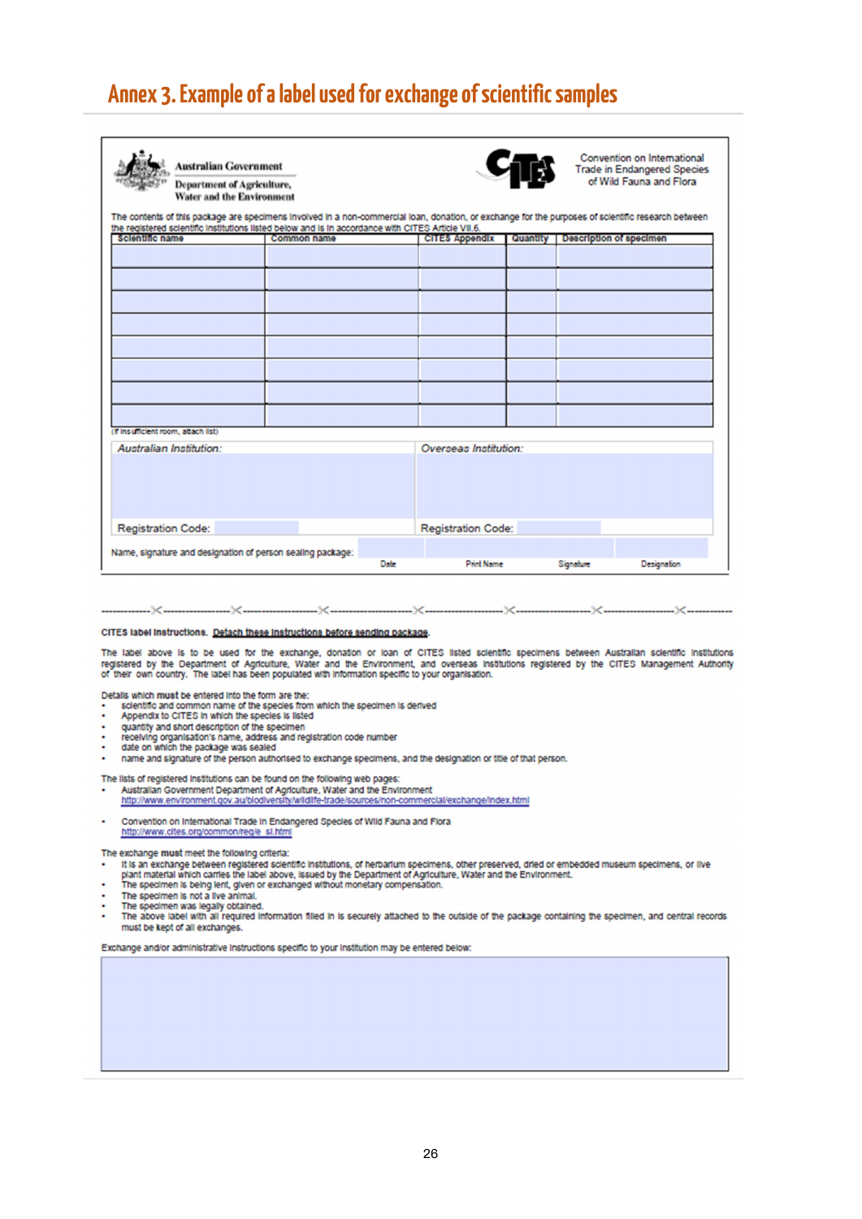# Annex 3. Example of a label used for exchange of scientific samples

Australian Government
Department of Agriculture, Water and the Environment

CITES

Convention on International Trade in Endangered Species of Wild Fauna and Flora

The contents of this package are specimens involved in a non-commercial loan, donation, or exchange for the purposes of scientific research between the registered scientific institutions listed below and is in accordance with CITES Article VII.6.

| Scientific name | Common name | CITES Appendix | Quantity | Description of specimen |
|---|---|---|---|---|
| | | | | |
| | | | | |
| | | | | |
| | | | | |
| | | | | |
| | | | | |
| | | | | |
| | | | | |

(If insufficient room, attach list)

| Australian Institution: | Overseas Institution: |
|---|---|
| | |
| Registration Code: | Registration Code: |

Name, signature and designation of person sealing package:

| Date | Print Name | Signature | Designation |
|---|---|---|---|
| | | | |

---

**CITES label instructions.** Detach these instructions before sending package.

The label above is to be used for the exchange, donation or loan of CITES listed scientific specimens between Australian scientific institutions registered by the Department of Agriculture, Water and the Environment, and overseas institutions registered by the CITES Management Authority of their own country. The label has been populated with information specific to your organisation.

Details which **must** be entered into the form are the:

- scientific and common name of the species from which the specimen is derived
- Appendix to CITES in which the species is listed
- quantity and short description of the specimen
- receiving organisation's name, address and registration code number
- date on which the package was sealed
- name and signature of the person authorised to exchange specimens, and the designation or title of that person.

The lists of registered institutions can be found on the following web pages:

- Australian Government Department of Agriculture, Water and the Environment
  http://www.environment.gov.au/biodiversity/wildlife-trade/sources/non-commercial/exchange/index.html
- Convention on International Trade in Endangered Species of Wild Fauna and Flora
  http://www.cites.org/common/reg/e_si.html

The exchange **must** meet the following criteria:

- It is an exchange between registered scientific institutions, of herbarium specimens, other preserved, dried or embedded museum specimens, or live plant material which carries the label above, issued by the Department of Agriculture, Water and the Environment.
- The specimen is being lent, given or exchanged without monetary compensation.
- The specimen is not a live animal.
- The specimen was legally obtained.
- The above label with all required information filled in is securely attached to the outside of the package containing the specimen, and central records must be kept of all exchanges.

Exchange and/or administrative instructions specific to your institution may be entered below: